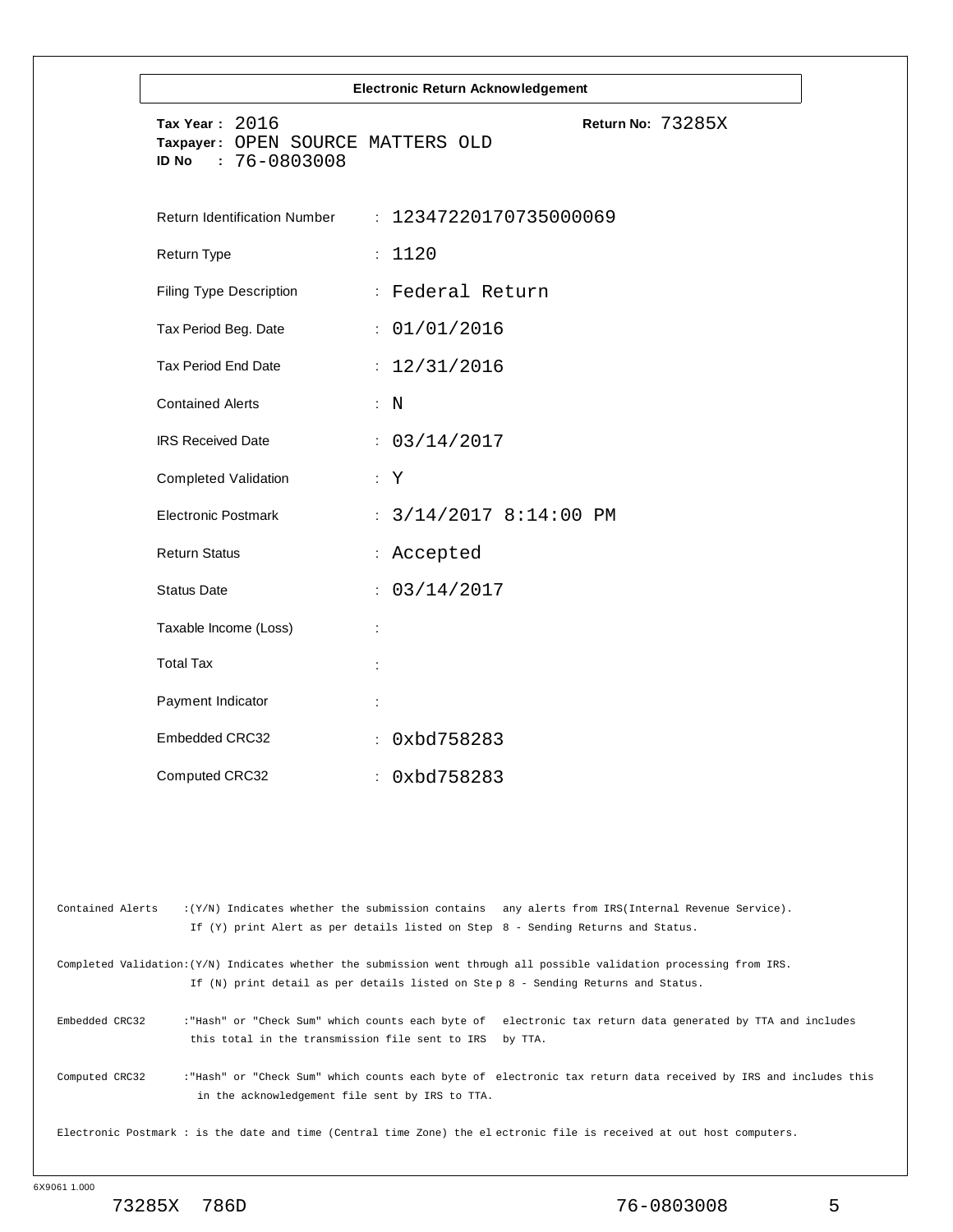# Electronic Return Acknowledgement

**Tax Year :** 2016 **Return No:** 73285X
**Taxpayer:** OPEN SOURCE MATTERS OLD
**ID No :** 76-0803008

| | | |
|---|---|---|
| Return Identification Number | : | 12347220170735000069 |
| Return Type | : | 1120 |
| Filing Type Description | : | Federal Return |
| Tax Period Beg. Date | : | 01/01/2016 |
| Tax Period End Date | : | 12/31/2016 |
| Contained Alerts | : | N |
| IRS Received Date | : | 03/14/2017 |
| Completed Validation | : | Y |
| Electronic Postmark | : | 3/14/2017 8:14:00 PM |
| Return Status | : | Accepted |
| Status Date | : | 03/14/2017 |
| Taxable Income (Loss) | : | |
| Total Tax | : | |
| Payment Indicator | : | |
| Embedded CRC32 | : | 0xbd758283 |
| Computed CRC32 | : | 0xbd758283 |

Contained Alerts :(Y/N) Indicates whether the submission contains any alerts from IRS(Internal Revenue Service). If (Y) print Alert as per details listed on Step 8 - Sending Returns and Status.

Completed Validation:(Y/N) Indicates whether the submission went through all possible validation processing from IRS. If (N) print detail as per details listed on Step 8 - Sending Returns and Status.

Embedded CRC32 :"Hash" or "Check Sum" which counts each byte of electronic tax return data generated by TTA and includes this total in the transmission file sent to IRS by TTA.

Computed CRC32 :"Hash" or "Check Sum" which counts each byte of electronic tax return data received by IRS and includes this in the acknowledgement file sent by IRS to TTA.

Electronic Postmark : is the date and time (Central time Zone) the electronic file is received at out host computers.

6X9061 1.000

73285X 786D 76-0803008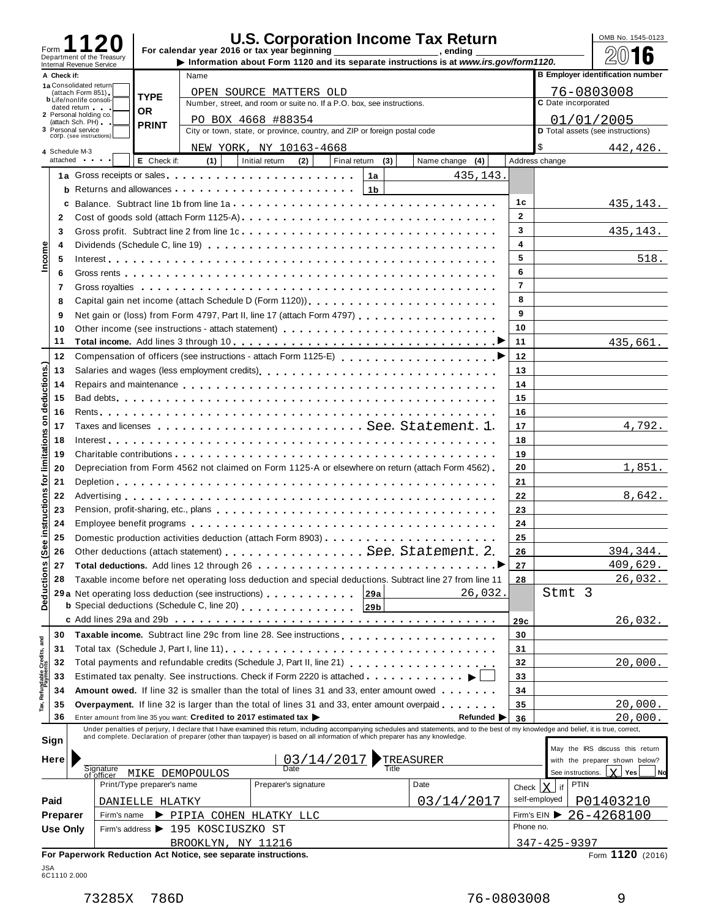Form **1120** Department of the Treasury Internal Revenue Service

# U.S. Corporation Income Tax Return

For calendar year 2016 or tax year beginning ____________, ending ____________

▶ Information about Form 1120 and its separate instructions is at *www.irs.gov/form1120.*

OMB No. 1545-0123 **2016**

| | | |
|---|---|---|
| **A** Check if: 1a Consolidated return (attach Form 851) ☐; b Life/nonlife consolidated return ☐; 2 Personal holding co. (attach Sch. PH) ☐; 3 Personal service corp. (see instructions) ☐; 4 Schedule M-3 attached ☐ | TYPE OR PRINT — Name: OPEN SOURCE MATTERS OLD | **B** Employer identification number: 76-0803008 |
| | Number, street, and room or suite no. If a P.O. box, see instructions: PO BOX 4668 #88354 | **C** Date incorporated: 01/01/2005 |
| | City or town, state, or province, country, and ZIP or foreign postal code: NEW YORK, NY 10163-4668 | **D** Total assets (see instructions): $ 442,426. |

**E** Check if: (1) ☐ Initial return (2) ☐ Final return (3) ☐ Name change (4) ☐ Address change

## Income

| Line | Description | | | Line | Amount |
|---|---|---|---|---|---|
| 1a | Gross receipts or sales | 1a | 435,143. | | |
| b | Returns and allowances | 1b | | | |
| c | Balance. Subtract line 1b from line 1a | | | 1c | 435,143. |
| 2 | Cost of goods sold (attach Form 1125-A) | | | 2 | |
| 3 | Gross profit. Subtract line 2 from line 1c | | | 3 | 435,143. |
| 4 | Dividends (Schedule C, line 19) | | | 4 | |
| 5 | Interest | | | 5 | 518. |
| 6 | Gross rents | | | 6 | |
| 7 | Gross royalties | | | 7 | |
| 8 | Capital gain net income (attach Schedule D (Form 1120)) | | | 8 | |
| 9 | Net gain or (loss) from Form 4797, Part II, line 17 (attach Form 4797) | | | 9 | |
| 10 | Other income (see instructions - attach statement) | | | 10 | |
| 11 | **Total income.** Add lines 3 through 10 ▶ | | | 11 | 435,661. |

## Deductions (See instructions for limitations on deductions.)

| Line | Description | | | Line | Amount |
|---|---|---|---|---|---|
| 12 | Compensation of officers (see instructions - attach Form 1125-E) ▶ | | | 12 | |
| 13 | Salaries and wages (less employment credits) | | | 13 | |
| 14 | Repairs and maintenance | | | 14 | |
| 15 | Bad debts | | | 15 | |
| 16 | Rents | | | 16 | |
| 17 | Taxes and licenses See Statement 1 | | | 17 | 4,792. |
| 18 | Interest | | | 18 | |
| 19 | Charitable contributions | | | 19 | |
| 20 | Depreciation from Form 4562 not claimed on Form 1125-A or elsewhere on return (attach Form 4562) | | | 20 | 1,851. |
| 21 | Depletion | | | 21 | |
| 22 | Advertising | | | 22 | 8,642. |
| 23 | Pension, profit-sharing, etc., plans | | | 23 | |
| 24 | Employee benefit programs | | | 24 | |
| 25 | Domestic production activities deduction (attach Form 8903) | | | 25 | |
| 26 | Other deductions (attach statement) See Statement 2 | | | 26 | 394,344. |
| 27 | **Total deductions.** Add lines 12 through 26 ▶ | | | 27 | 409,629. |
| 28 | Taxable income before net operating loss deduction and special deductions. Subtract line 27 from line 11 | | | 28 | 26,032. |
| 29a | Net operating loss deduction (see instructions) | 29a | 26,032. | | Stmt 3 |
| b | Special deductions (Schedule C, line 20) | 29b | | | |
| c | Add lines 29a and 29b | | | 29c | 26,032. |

## Tax, Refundable Credits, and Payments

| Line | Description | Line | Amount |
|---|---|---|---|
| 30 | **Taxable income.** Subtract line 29c from line 28. See instructions | 30 | |
| 31 | Total tax (Schedule J, Part I, line 11) | 31 | |
| 32 | Total payments and refundable credits (Schedule J, Part II, line 21) | 32 | 20,000. |
| 33 | Estimated tax penalty. See instructions. Check if Form 2220 is attached ▶ ☐ | 33 | |
| 34 | **Amount owed.** If line 32 is smaller than the total of lines 31 and 33, enter amount owed | 34 | |
| 35 | **Overpayment.** If line 32 is larger than the total of lines 31 and 33, enter amount overpaid | 35 | 20,000. |
| 36 | Enter amount from line 35 you want: **Credited to 2017 estimated tax** ▶ &nbsp;&nbsp; **Refunded** ▶ | 36 | 20,000. |

**Sign Here**

Under penalties of perjury, I declare that I have examined this return, including accompanying schedules and statements, and to the best of my knowledge and belief, it is true, correct, and complete. Declaration of preparer (other than taxpayer) is based on all information of which preparer has any knowledge.

Signature of officer: MIKE DEMOPOULOS | Date: 03/14/2017 | Title: TREASURER

May the IRS discuss this return with the preparer shown below? See instructions. [X] Yes ☐ No

**Paid Preparer Use Only**

| Print/Type preparer's name | Preparer's signature | Date | Check ☒ if self-employed | PTIN |
|---|---|---|---|---|
| DANIELLE HLATKY | | 03/14/2017 | | P01403210 |
| Firm's name ▶ PIPIA COHEN HLATKY LLC | | | Firm's EIN ▶ 26-4268100 | |
| Firm's address ▶ 195 KOSCIUSZKO ST, BROOKLYN, NY 11216 | | | Phone no. 347-425-9397 | |

**For Paperwork Reduction Act Notice, see separate instructions.** Form **1120** (2016)

JSA 6C1110 2.000

73285X 786D 76-0803008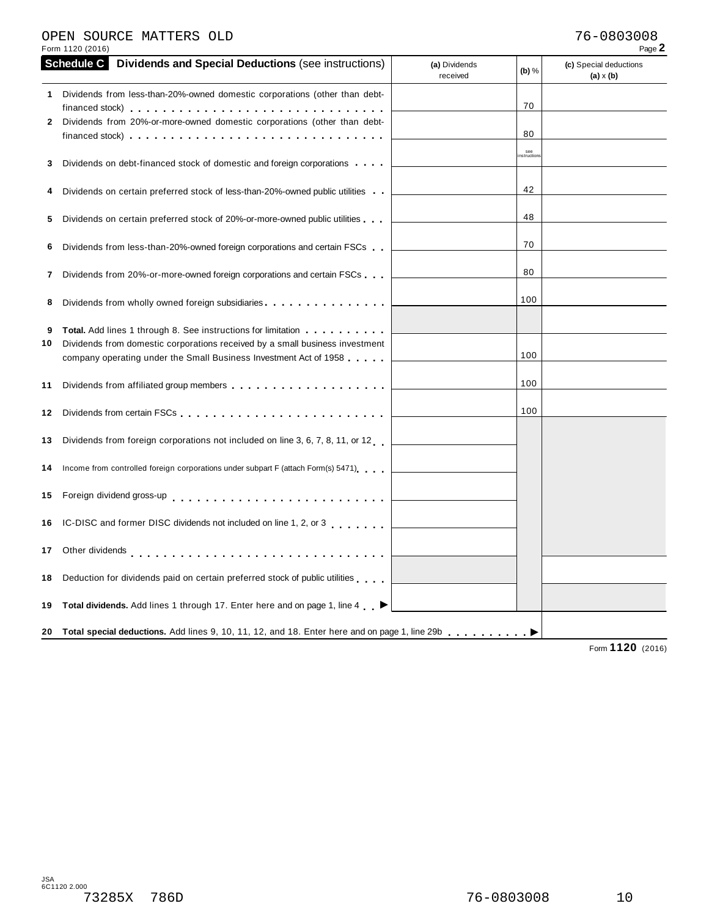OPEN SOURCE MATTERS OLD 76-0803008

Form 1120 (2016) Page **2**

## Schedule C Dividends and Special Deductions (see instructions)

| | | (a) Dividends received | (b) % | (c) Special deductions (a) x (b) |
|---|---|---|---|---|
| 1 | Dividends from less-than-20%-owned domestic corporations (other than debt-financed stock) | | 70 | |
| 2 | Dividends from 20%-or-more-owned domestic corporations (other than debt-financed stock) | | 80 | |
| 3 | Dividends on debt-financed stock of domestic and foreign corporations | | see instructions | |
| 4 | Dividends on certain preferred stock of less-than-20%-owned public utilities | | 42 | |
| 5 | Dividends on certain preferred stock of 20%-or-more-owned public utilities | | 48 | |
| 6 | Dividends from less-than-20%-owned foreign corporations and certain FSCs | | 70 | |
| 7 | Dividends from 20%-or-more-owned foreign corporations and certain FSCs | | 80 | |
| 8 | Dividends from wholly owned foreign subsidiaries | | 100 | |
| 9 | **Total.** Add lines 1 through 8. See instructions for limitation | | | |
| 10 | Dividends from domestic corporations received by a small business investment company operating under the Small Business Investment Act of 1958 | | 100 | |
| 11 | Dividends from affiliated group members | | 100 | |
| 12 | Dividends from certain FSCs | | 100 | |
| 13 | Dividends from foreign corporations not included on line 3, 6, 7, 8, 11, or 12 | | | |
| 14 | Income from controlled foreign corporations under subpart F (attach Form(s) 5471) | | | |
| 15 | Foreign dividend gross-up | | | |
| 16 | IC-DISC and former DISC dividends not included on line 1, 2, or 3 | | | |
| 17 | Other dividends | | | |
| 18 | Deduction for dividends paid on certain preferred stock of public utilities | | | |
| 19 | **Total dividends.** Add lines 1 through 17. Enter here and on page 1, line 4 ▶ | | | |
| 20 | **Total special deductions.** Add lines 9, 10, 11, 12, and 18. Enter here and on page 1, line 29b ▶ | | | |

Form **1120** (2016)

JSA
6C1120 2.000
73285X 786D 76-0803008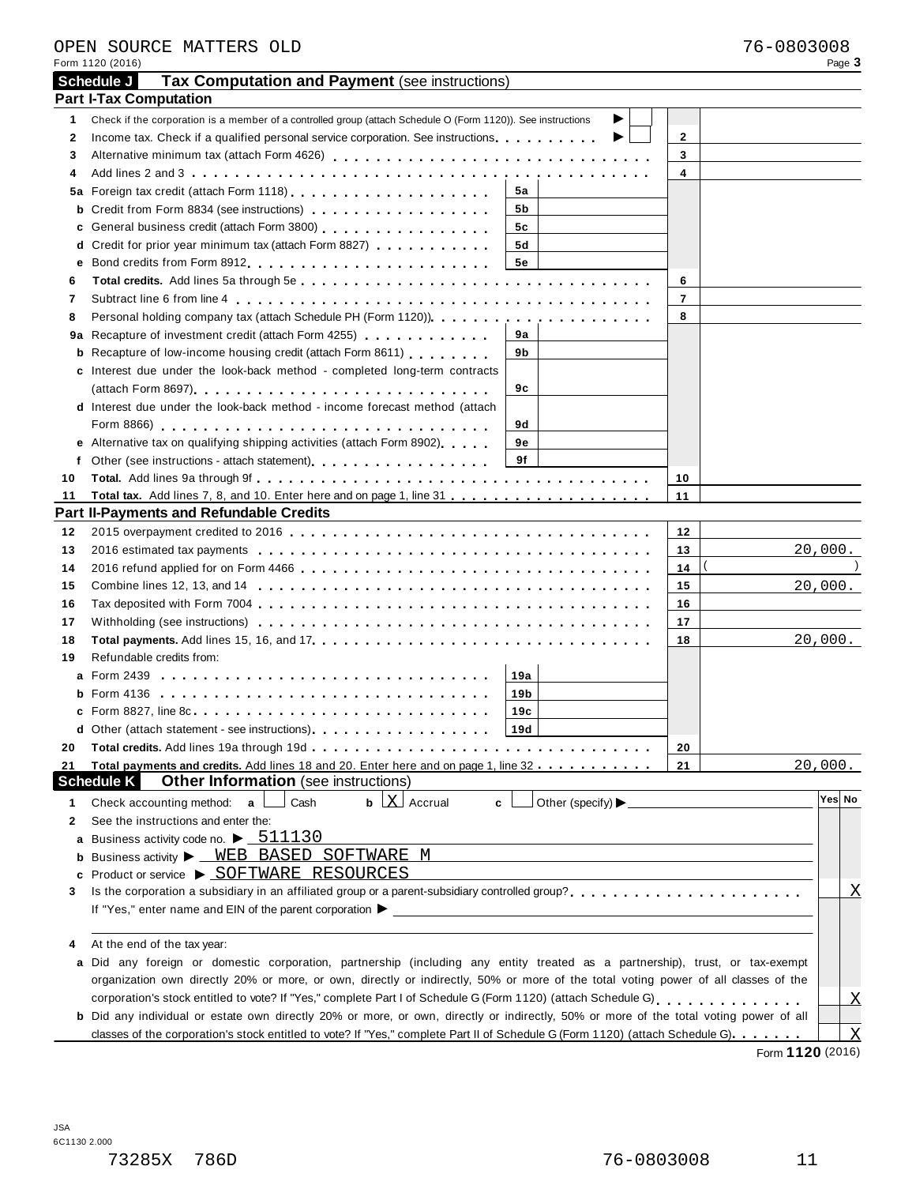OPEN SOURCE MATTERS OLD 76-0803008

Form 1120 (2016) Page 3

## Schedule J Tax Computation and Payment (see instructions)

### Part I-Tax Computation

| | | | | | |
|---|---|---|---|---|---|
| 1 | Check if the corporation is a member of a controlled group (attach Schedule O (Form 1120)). See instructions ▶ ☐ | | | | |
| 2 | Income tax. Check if a qualified personal service corporation. See instructions ▶ ☐ | | | 2 | |
| 3 | Alternative minimum tax (attach Form 4626) | | | 3 | |
| 4 | Add lines 2 and 3 | | | 4 | |
| 5a | Foreign tax credit (attach Form 1118) | 5a | | | |
| b | Credit from Form 8834 (see instructions) | 5b | | | |
| c | General business credit (attach Form 3800) | 5c | | | |
| d | Credit for prior year minimum tax (attach Form 8827) | 5d | | | |
| e | Bond credits from Form 8912 | 5e | | | |
| 6 | **Total credits.** Add lines 5a through 5e | | | 6 | |
| 7 | Subtract line 6 from line 4 | | | 7 | |
| 8 | Personal holding company tax (attach Schedule PH (Form 1120)) | | | 8 | |
| 9a | Recapture of investment credit (attach Form 4255) | 9a | | | |
| b | Recapture of low-income housing credit (attach Form 8611) | 9b | | | |
| c | Interest due under the look-back method - completed long-term contracts (attach Form 8697) | 9c | | | |
| d | Interest due under the look-back method - income forecast method (attach Form 8866) | 9d | | | |
| e | Alternative tax on qualifying shipping activities (attach Form 8902) | 9e | | | |
| f | Other (see instructions - attach statement) | 9f | | | |
| 10 | **Total.** Add lines 9a through 9f | | | 10 | |
| 11 | **Total tax.** Add lines 7, 8, and 10. Enter here and on page 1, line 31 | | | 11 | |

### Part II-Payments and Refundable Credits

| | | | | | |
|---|---|---|---|---|---|
| 12 | 2015 overpayment credited to 2016 | | | 12 | |
| 13 | 2016 estimated tax payments | | | 13 | 20,000. |
| 14 | 2016 refund applied for on Form 4466 | | | 14 | ( ) |
| 15 | Combine lines 12, 13, and 14 | | | 15 | 20,000. |
| 16 | Tax deposited with Form 7004 | | | 16 | |
| 17 | Withholding (see instructions) | | | 17 | |
| 18 | **Total payments.** Add lines 15, 16, and 17 | | | 18 | 20,000. |
| 19 | Refundable credits from: | | | | |
| a | Form 2439 | 19a | | | |
| b | Form 4136 | 19b | | | |
| c | Form 8827, line 8c | 19c | | | |
| d | Other (attach statement - see instructions) | 19d | | | |
| 20 | **Total credits.** Add lines 19a through 19d | | | 20 | |
| 21 | **Total payments and credits.** Add lines 18 and 20. Enter here and on page 1, line 32 | | | 21 | 20,000. |

## Schedule K Other Information (see instructions)

| | | Yes | No |
|---|---|---|---|
| 1 | Check accounting method: a ☐ Cash b ☒ Accrual c ☐ Other (specify) ▶ | | |
| 2 | See the instructions and enter the: | | |
| a | Business activity code no. ▶ 511130 | | |
| b | Business activity ▶ WEB BASED SOFTWARE M | | |
| c | Product or service ▶ SOFTWARE RESOURCES | | |
| 3 | Is the corporation a subsidiary in an affiliated group or a parent-subsidiary controlled group? | | X |
| | If "Yes," enter name and EIN of the parent corporation ▶ | | |
| 4 | At the end of the tax year: | | |
| a | Did any foreign or domestic corporation, partnership (including any entity treated as a partnership), trust, or tax-exempt organization own directly 20% or more, or own, directly or indirectly, 50% or more of the total voting power of all classes of the corporation's stock entitled to vote? If "Yes," complete Part I of Schedule G (Form 1120) (attach Schedule G) | | X |
| b | Did any individual or estate own directly 20% or more, or own, directly or indirectly, 50% or more of the total voting power of all classes of the corporation's stock entitled to vote? If "Yes," complete Part II of Schedule G (Form 1120) (attach Schedule G) | | X |

Form **1120** (2016)

JSA
6C1130 2.000

73285X 786D 76-0803008 11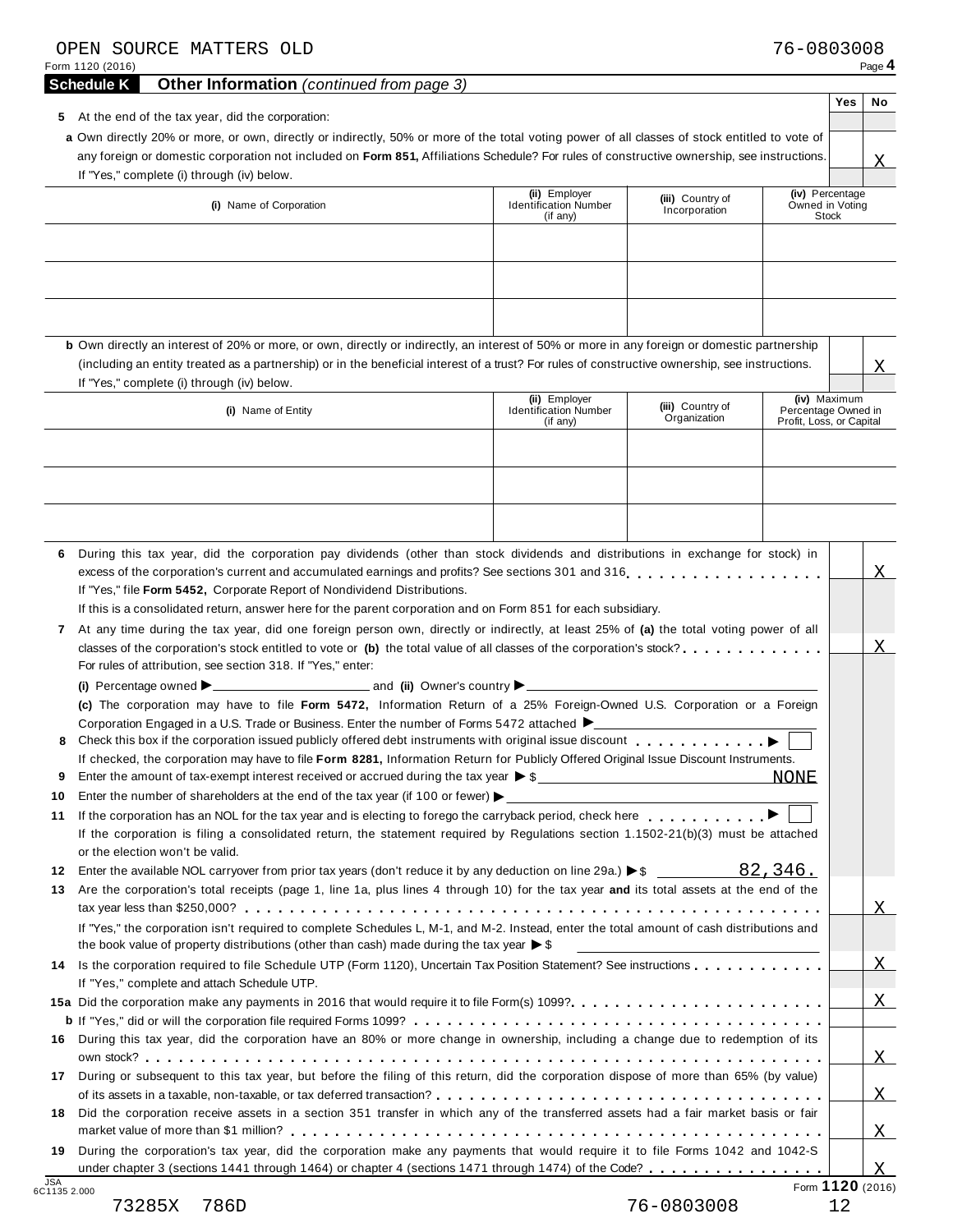OPEN SOURCE MATTERS OLD 76-0803008

Form 1120 (2016) Page **4**

## Schedule K — Other Information *(continued from page 3)*

| | Yes | No |
|---|---|---|
| **5** At the end of the tax year, did the corporation: | | |
| **a** Own directly 20% or more, or own, directly or indirectly, 50% or more of the total voting power of all classes of stock entitled to vote of any foreign or domestic corporation not included on **Form 851,** Affiliations Schedule? For rules of constructive ownership, see instructions. If "Yes," complete (i) through (iv) below. | | X |

| **(i)** Name of Corporation | **(ii)** Employer Identification Number (if any) | **(iii)** Country of Incorporation | **(iv)** Percentage Owned in Voting Stock |
|---|---|---|---|
| | | | |
| | | | |
| | | | |

| | Yes | No |
|---|---|---|
| **b** Own directly an interest of 20% or more, or own, directly or indirectly, an interest of 50% or more in any foreign or domestic partnership (including an entity treated as a partnership) or in the beneficial interest of a trust? For rules of constructive ownership, see instructions. If "Yes," complete (i) through (iv) below. | | X |

| **(i)** Name of Entity | **(ii)** Employer Identification Number (if any) | **(iii)** Country of Organization | **(iv)** Maximum Percentage Owned in Profit, Loss, or Capital |
|---|---|---|---|
| | | | |
| | | | |
| | | | |

| | Yes | No |
|---|---|---|
| **6** During this tax year, did the corporation pay dividends (other than stock dividends and distributions in exchange for stock) in excess of the corporation's current and accumulated earnings and profits? See sections 301 and 316. If "Yes," file **Form 5452,** Corporate Report of Nondividend Distributions. If this is a consolidated return, answer here for the parent corporation and on Form 851 for each subsidiary. | | X |
| **7** At any time during the tax year, did one foreign person own, directly or indirectly, at least 25% of **(a)** the total voting power of all classes of the corporation's stock entitled to vote or **(b)** the total value of all classes of the corporation's stock? For rules of attribution, see section 318. If "Yes," enter: **(i)** Percentage owned ▶ \_\_\_\_ and **(ii)** Owner's country ▶ \_\_\_\_ **(c)** The corporation may have to file **Form 5472,** Information Return of a 25% Foreign-Owned U.S. Corporation or a Foreign Corporation Engaged in a U.S. Trade or Business. Enter the number of Forms 5472 attached ▶ \_\_\_\_ | | X |
| **8** Check this box if the corporation issued publicly offered debt instruments with original issue discount ▶ ☐ If checked, the corporation may have to file **Form 8281,** Information Return for Publicly Offered Original Issue Discount Instruments. | | |
| **9** Enter the amount of tax-exempt interest received or accrued during the tax year ▶ $ NONE | | |
| **10** Enter the number of shareholders at the end of the tax year (if 100 or fewer) ▶ \_\_\_\_ | | |
| **11** If the corporation has an NOL for the tax year and is electing to forego the carryback period, check here ▶ ☐ If the corporation is filing a consolidated return, the statement required by Regulations section 1.1502-21(b)(3) must be attached or the election won't be valid. | | |
| **12** Enter the available NOL carryover from prior tax years (don't reduce it by any deduction on line 29a.) ▶ $ 82,346. | | |
| **13** Are the corporation's total receipts (page 1, line 1a, plus lines 4 through 10) for the tax year **and** its total assets at the end of the tax year less than $250,000? If "Yes," the corporation isn't required to complete Schedules L, M-1, and M-2. Instead, enter the total amount of cash distributions and the book value of property distributions (other than cash) made during the tax year ▶ $ \_\_\_\_ | | X |
| **14** Is the corporation required to file Schedule UTP (Form 1120), Uncertain Tax Position Statement? See instructions. If "Yes," complete and attach Schedule UTP. | | X |
| **15a** Did the corporation make any payments in 2016 that would require it to file Form(s) 1099? | | X |
| **b** If "Yes," did or will the corporation file required Forms 1099? | | |
| **16** During this tax year, did the corporation have an 80% or more change in ownership, including a change due to redemption of its own stock? | | X |
| **17** During or subsequent to this tax year, but before the filing of this return, did the corporation dispose of more than 65% (by value) of its assets in a taxable, non-taxable, or tax deferred transaction? | | X |
| **18** Did the corporation receive assets in a section 351 transfer in which any of the transferred assets had a fair market basis or fair market value of more than $1 million? | | X |
| **19** During the corporation's tax year, did the corporation make any payments that would require it to file Forms 1042 and 1042-S under chapter 3 (sections 1441 through 1464) or chapter 4 (sections 1471 through 1474) of the Code? | | X |

JSA 6C1135 2.000 Form **1120** (2016)

73285X 786D 76-0803008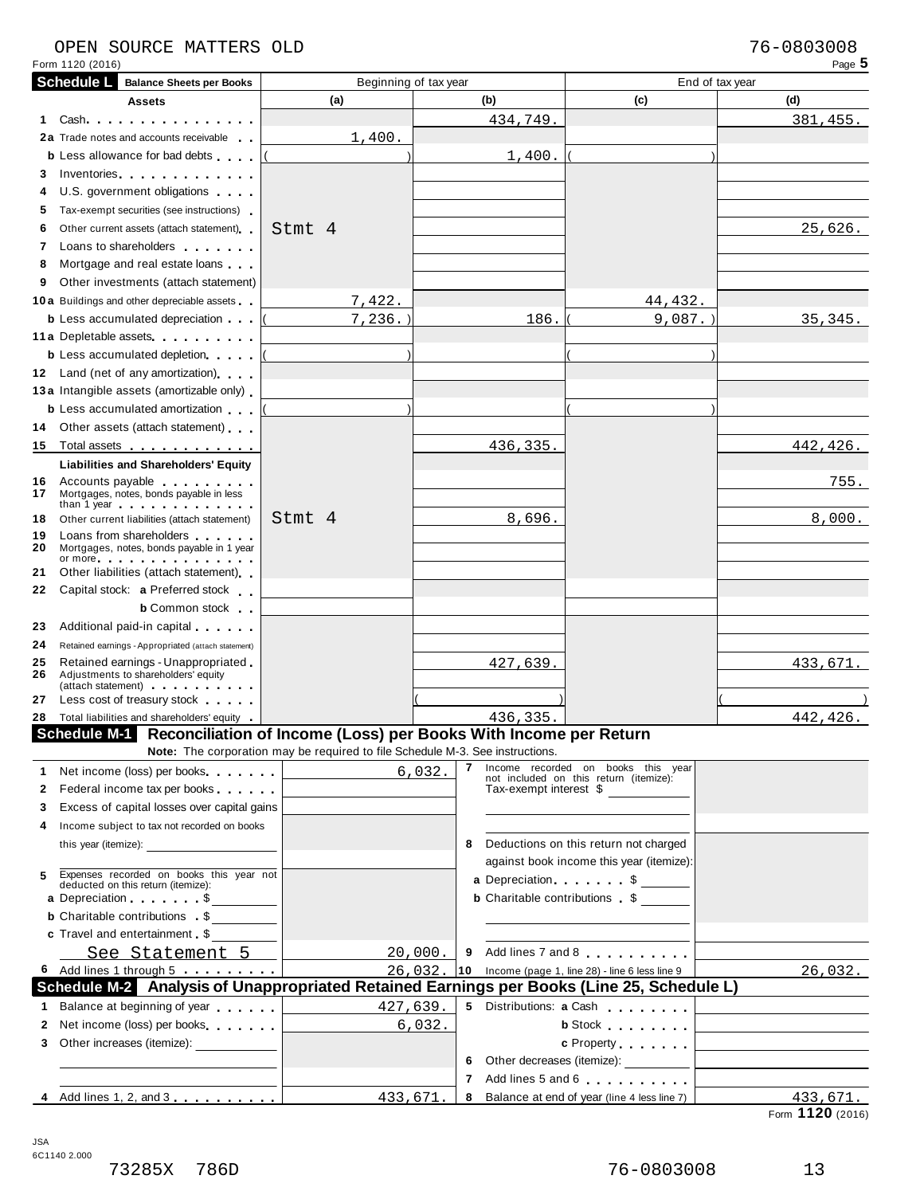OPEN SOURCE MATTERS OLD 76-0803008

Form 1120 (2016) Page **5**

## Schedule L Balance Sheets per Books

| Assets | Beginning of tax year (a) | (b) | End of tax year (c) | (d) |
|---|---|---|---|---|
| 1 Cash | | 434,749. | | 381,455. |
| 2a Trade notes and accounts receivable | 1,400. | | | |
| b Less allowance for bad debts | ( ) | 1,400. | ( ) | |
| 3 Inventories | | | | |
| 4 U.S. government obligations | | | | |
| 5 Tax-exempt securities (see instructions) | | | | |
| 6 Other current assets (attach statement) | Stmt 4 | | | 25,626. |
| 7 Loans to shareholders | | | | |
| 8 Mortgage and real estate loans | | | | |
| 9 Other investments (attach statement) | | | | |
| 10a Buildings and other depreciable assets | 7,422. | | 44,432. | |
| b Less accumulated depreciation | ( 7,236.) | 186. | ( 9,087.) | 35,345. |
| 11a Depletable assets | | | | |
| b Less accumulated depletion | ( ) | | ( ) | |
| 12 Land (net of any amortization) | | | | |
| 13a Intangible assets (amortizable only) | | | | |
| b Less accumulated amortization | ( ) | | ( ) | |
| 14 Other assets (attach statement) | | | | |
| 15 Total assets | | 436,335. | | 442,426. |
| **Liabilities and Shareholders' Equity** | | | | |
| 16 Accounts payable | | | | 755. |
| 17 Mortgages, notes, bonds payable in less than 1 year | | | | |
| 18 Other current liabilities (attach statement) | Stmt 4 | 8,696. | | 8,000. |
| 19 Loans from shareholders | | | | |
| 20 Mortgages, notes, bonds payable in 1 year or more | | | | |
| 21 Other liabilities (attach statement) | | | | |
| 22 Capital stock: a Preferred stock | | | | |
| b Common stock | | | | |
| 23 Additional paid-in capital | | | | |
| 24 Retained earnings - Appropriated (attach statement) | | | | |
| 25 Retained earnings - Unappropriated | | 427,639. | | 433,671. |
| 26 Adjustments to shareholders' equity (attach statement) | | | | |
| 27 Less cost of treasury stock | | ( ) | | ( ) |
| 28 Total liabilities and shareholders' equity | | 436,335. | | 442,426. |

## Schedule M-1 Reconciliation of Income (Loss) per Books With Income per Return

**Note:** The corporation may be required to file Schedule M-3. See instructions.

| | | | |
|---|---|---|---|
| 1 Net income (loss) per books | 6,032. | 7 Income recorded on books this year not included on this return (itemize): Tax-exempt interest $ | |
| 2 Federal income tax per books | | | |
| 3 Excess of capital losses over capital gains | | | |
| 4 Income subject to tax not recorded on books this year (itemize): | | 8 Deductions on this return not charged against book income this year (itemize): | |
| 5 Expenses recorded on books this year not deducted on this return (itemize): | | a Depreciation $ | |
| a Depreciation $ | | b Charitable contributions $ | |
| b Charitable contributions $ | | | |
| c Travel and entertainment $ | | | |
| See Statement 5 | 20,000. | 9 Add lines 7 and 8 | |
| 6 Add lines 1 through 5 | 26,032. | 10 Income (page 1, line 28) - line 6 less line 9 | 26,032. |

## Schedule M-2 Analysis of Unappropriated Retained Earnings per Books (Line 25, Schedule L)

| | | | |
|---|---|---|---|
| 1 Balance at beginning of year | 427,639. | 5 Distributions: a Cash | |
| 2 Net income (loss) per books | 6,032. | b Stock | |
| 3 Other increases (itemize): | | c Property | |
| | | 6 Other decreases (itemize): | |
| | | 7 Add lines 5 and 6 | |
| 4 Add lines 1, 2, and 3 | 433,671. | 8 Balance at end of year (line 4 less line 7) | 433,671. |

Form **1120** (2016)

JSA 6C1140 2.000

73285X 786D 76-0803008 13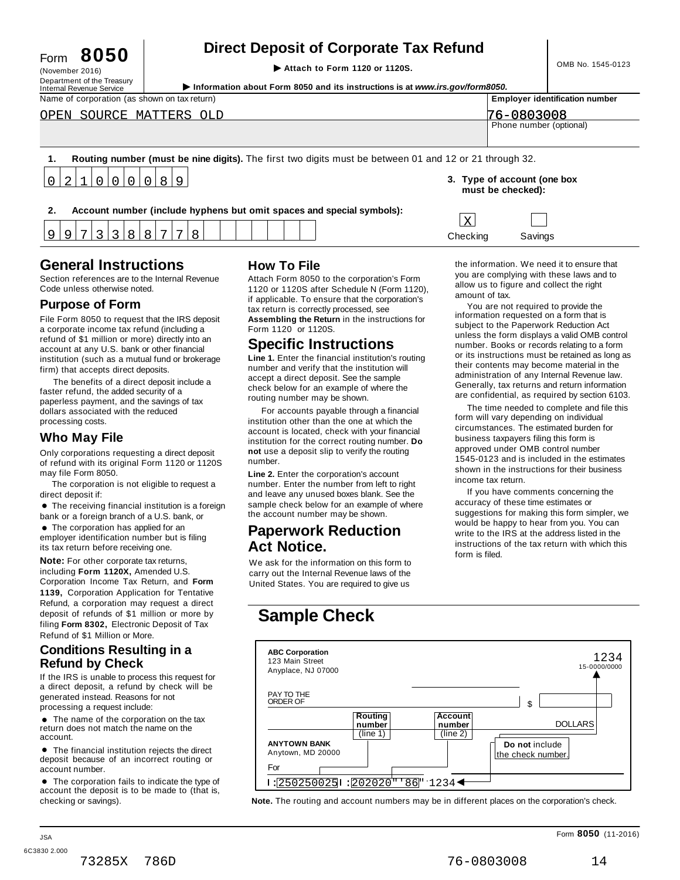Form **8050**
(November 2016)
Department of the Treasury
Internal Revenue Service

# Direct Deposit of Corporate Tax Refund

▶ **Attach to Form 1120 or 1120S.**

▶ **Information about Form 8050 and its instructions is at *www.irs.gov/form8050.***

OMB No. 1545-0123

| Name of corporation (as shown on tax return) | Employer identification number |
|---|---|
| OPEN SOURCE MATTERS OLD | 76-0803008 |
| | Phone number (optional) |

**1. Routing number (must be nine digits).** The first two digits must be between 01 and 12 or 21 through 32.

0 2 1 0 0 0 0 8 9

**2. Account number (include hyphens but omit spaces and special symbols):**

9 9 7 3 3 8 8 7 7 8

**3. Type of account (one box must be checked):**

[X] Checking [ ] Savings

## General Instructions

Section references are to the Internal Revenue Code unless otherwise noted.

### Purpose of Form

File Form 8050 to request that the IRS deposit a corporate income tax refund (including a refund of $1 million or more) directly into an account at any U.S. bank or other financial institution (such as a mutual fund or brokerage firm) that accepts direct deposits.

The benefits of a direct deposit include a faster refund, the added security of a paperless payment, and the savings of tax dollars associated with the reduced processing costs.

### Who May File

Only corporations requesting a direct deposit of refund with its original Form 1120 or 1120S may file Form 8050.

The corporation is not eligible to request a direct deposit if:

- The receiving financial institution is a foreign bank or a foreign branch of a U.S. bank, or
- The corporation has applied for an employer identification number but is filing its tax return before receiving one.

**Note:** For other corporate tax returns, including **Form 1120X,** Amended U.S. Corporation Income Tax Return, and **Form 1139,** Corporation Application for Tentative Refund, a corporation may request a direct deposit of refunds of $1 million or more by filing **Form 8302,** Electronic Deposit of Tax Refund of $1 Million or More.

### Conditions Resulting in a Refund by Check

If the IRS is unable to process this request for a direct deposit, a refund by check will be generated instead. Reasons for not processing a request include:

- The name of the corporation on the tax return does not match the name on the account.
- The financial institution rejects the direct deposit because of an incorrect routing or account number.
- The corporation fails to indicate the type of account the deposit is to be made to (that is, checking or savings).

### How To File

Attach Form 8050 to the corporation's Form 1120 or 1120S after Schedule N (Form 1120), if applicable. To ensure that the corporation's tax return is correctly processed, see **Assembling the Return** in the instructions for Form 1120 or 1120S.

## Specific Instructions

**Line 1.** Enter the financial institution's routing number and verify that the institution will accept a direct deposit. See the sample check below for an example of where the routing number may be shown.

For accounts payable through a financial institution other than the one at which the account is located, check with your financial institution for the correct routing number. **Do not** use a deposit slip to verify the routing number.

**Line 2.** Enter the corporation's account number. Enter the number from left to right and leave any unused boxes blank. See the sample check below for an example of where the account number may be shown.

## Paperwork Reduction Act Notice.

We ask for the information on this form to carry out the Internal Revenue laws of the United States. You are required to give us the information. We need it to ensure that you are complying with these laws and to allow us to figure and collect the right amount of tax.

You are not required to provide the information requested on a form that is subject to the Paperwork Reduction Act unless the form displays a valid OMB control number. Books or records relating to a form or its instructions must be retained as long as their contents may become material in the administration of any Internal Revenue law. Generally, tax returns and return information are confidential, as required by section 6103.

The time needed to complete and file this form will vary depending on individual circumstances. The estimated burden for business taxpayers filing this form is approved under OMB control number 1545-0123 and is included in the estimates shown in the instructions for their business income tax return.

If you have comments concerning the accuracy of these time estimates or suggestions for making this form simpler, we would be happy to hear from you. You can write to the IRS at the address listed in the instructions of the tax return with which this form is filed.

## Sample Check

ABC Corporation
123 Main Street
Anyplace, NJ 07000

1234
15-0000/0000

PAY TO THE ORDER OF $

DOLLARS

Routing number (line 1)
Account number (line 2)
**Do not** include the check number.

ANYTOWN BANK
Anytown, MD 20000

For

I:250250025I:202020"'86"·1234

**Note.** The routing and account numbers may be in different places on the corporation's check.

JSA
6C3830 2.000

Form **8050** (11-2016)

73285X 786D 76-0803008 14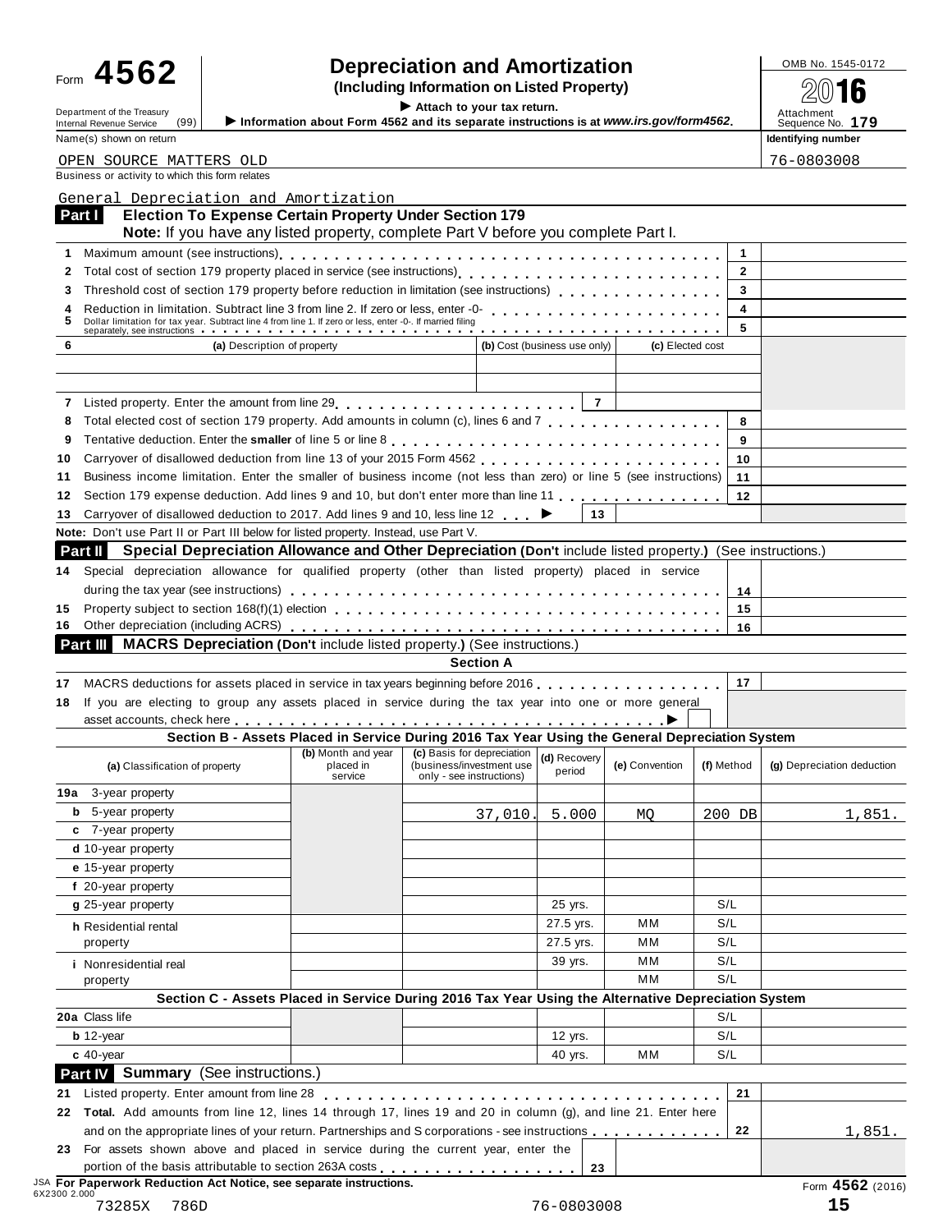Form **4562**

Department of the Treasury
Internal Revenue Service (99)

# Depreciation and Amortization

**(Including Information on Listed Property)**

▶ Attach to your tax return.

▶ Information about Form 4562 and its separate instructions is at *www.irs.gov/form4562*.

OMB No. 1545-0172

2016

Attachment Sequence No. **179**

Name(s) shown on return: OPEN SOURCE MATTERS OLD

Identifying number: 76-0803008

Business or activity to which this form relates: General Depreciation and Amortization

## Part I Election To Expense Certain Property Under Section 179

**Note:** If you have any listed property, complete Part V before you complete Part I.

| | | | |
|---|---|---|---|
| 1 | Maximum amount (see instructions) | 1 | |
| 2 | Total cost of section 179 property placed in service (see instructions) | 2 | |
| 3 | Threshold cost of section 179 property before reduction in limitation (see instructions) | 3 | |
| 4 | Reduction in limitation. Subtract line 3 from line 2. If zero or less, enter -0- | 4 | |
| 5 | Dollar limitation for tax year. Subtract line 4 from line 1. If zero or less, enter -0-. If married filing separately, see instructions | 5 | |

| 6 | (a) Description of property | (b) Cost (business use only) | (c) Elected cost |
|---|---|---|---|
| | | | |
| | | | |

| | | | |
|---|---|---|---|
| 7 | Listed property. Enter the amount from line 29 | 7 | |
| 8 | Total elected cost of section 179 property. Add amounts in column (c), lines 6 and 7 | 8 | |
| 9 | Tentative deduction. Enter the **smaller** of line 5 or line 8 | 9 | |
| 10 | Carryover of disallowed deduction from line 13 of your 2015 Form 4562 | 10 | |
| 11 | Business income limitation. Enter the smaller of business income (not less than zero) or line 5 (see instructions) | 11 | |
| 12 | Section 179 expense deduction. Add lines 9 and 10, but don't enter more than line 11 | 12 | |
| 13 | Carryover of disallowed deduction to 2017. Add lines 9 and 10, less line 12 ▶ | 13 | |

**Note:** Don't use Part II or Part III below for listed property. Instead, use Part V.

## Part II Special Depreciation Allowance and Other Depreciation (Don't include listed property.) (See instructions.)

| | | | |
|---|---|---|---|
| 14 | Special depreciation allowance for qualified property (other than listed property) placed in service during the tax year (see instructions) | 14 | |
| 15 | Property subject to section 168(f)(1) election | 15 | |
| 16 | Other depreciation (including ACRS) | 16 | |

## Part III MACRS Depreciation (Don't include listed property.) (See instructions.)

### Section A

| | | | |
|---|---|---|---|
| 17 | MACRS deductions for assets placed in service in tax years beginning before 2016 | 17 | |
| 18 | If you are electing to group any assets placed in service during the tax year into one or more general asset accounts, check here ▶ | | |

### Section B - Assets Placed in Service During 2016 Tax Year Using the General Depreciation System

| (a) Classification of property | (b) Month and year placed in service | (c) Basis for depreciation (business/investment use only - see instructions) | (d) Recovery period | (e) Convention | (f) Method | (g) Depreciation deduction |
|---|---|---|---|---|---|---|
| 19a 3-year property | | | | | | |
| b 5-year property | | 37,010. | 5.000 | MQ | 200 DB | 1,851. |
| c 7-year property | | | | | | |
| d 10-year property | | | | | | |
| e 15-year property | | | | | | |
| f 20-year property | | | | | | |
| g 25-year property | | | 25 yrs. | | S/L | |
| h Residential rental property | | | 27.5 yrs. | MM | S/L | |
| | | | 27.5 yrs. | MM | S/L | |
| i Nonresidential real property | | | 39 yrs. | MM | S/L | |
| | | | | MM | S/L | |

### Section C - Assets Placed in Service During 2016 Tax Year Using the Alternative Depreciation System

| (a) Classification of property | (b) Month and year placed in service | (c) Basis for depreciation | (d) Recovery period | (e) Convention | (f) Method | (g) Depreciation deduction |
|---|---|---|---|---|---|---|
| 20a Class life | | | | | S/L | |
| b 12-year | | | 12 yrs. | | S/L | |
| c 40-year | | | 40 yrs. | MM | S/L | |

## Part IV Summary (See instructions.)

| | | | |
|---|---|---|---|
| 21 | Listed property. Enter amount from line 28 | 21 | |
| 22 | **Total.** Add amounts from line 12, lines 14 through 17, lines 19 and 20 in column (g), and line 21. Enter here and on the appropriate lines of your return. Partnerships and S corporations - see instructions | 22 | 1,851. |
| 23 | For assets shown above and placed in service during the current year, enter the portion of the basis attributable to section 263A costs | 23 | |

JSA **For Paperwork Reduction Act Notice, see separate instructions.** Form **4562** (2016)

6X2300 2.000

73285X 786D 76-0803008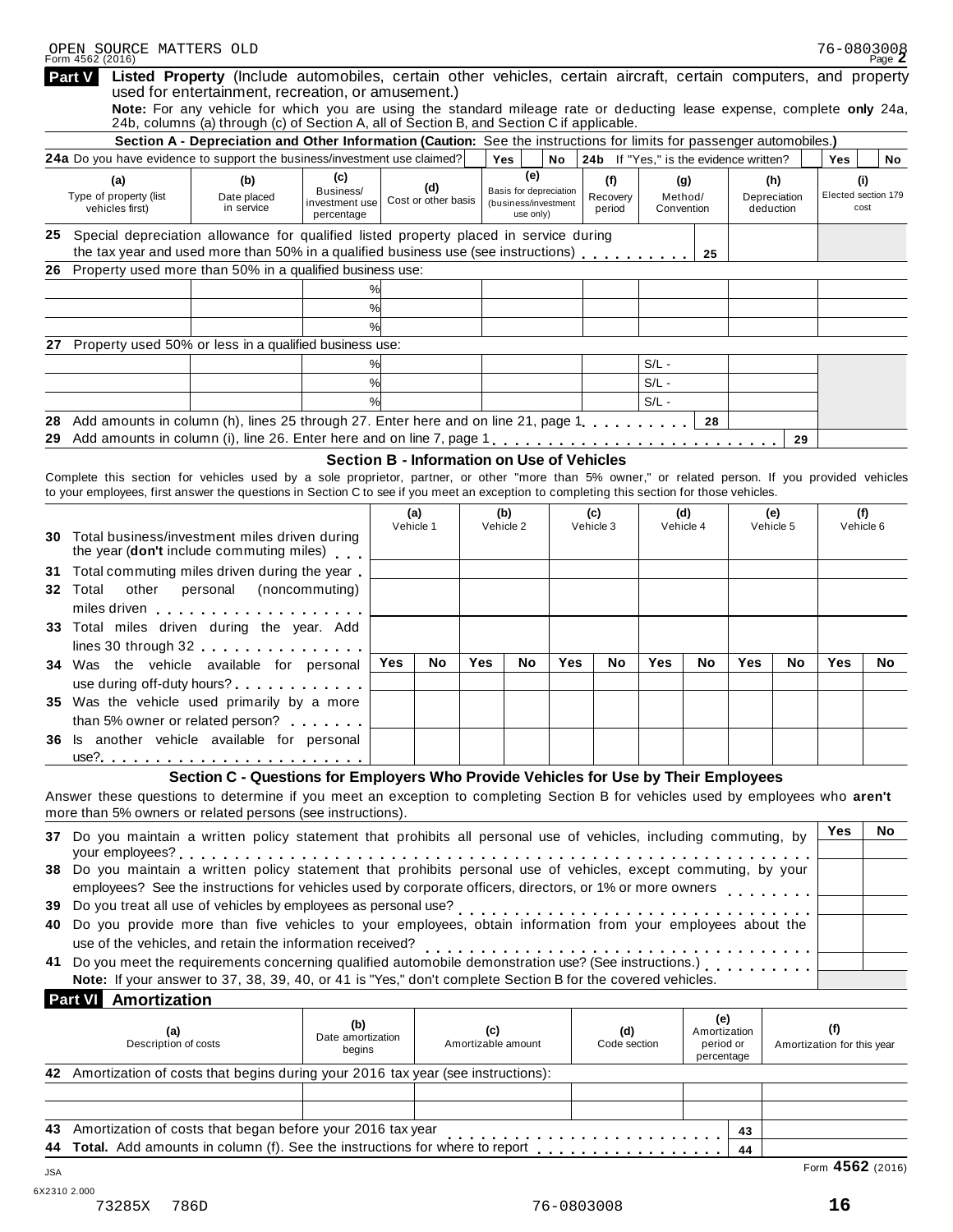OPEN SOURCE MATTERS OLD 76-0803008

Form 4562 (2016) Page 2

## Part V Listed Property (Include automobiles, certain other vehicles, certain aircraft, certain computers, and property used for entertainment, recreation, or amusement.)

**Note:** For any vehicle for which you are using the standard mileage rate or deducting lease expense, complete **only** 24a, 24b, columns (a) through (c) of Section A, all of Section B, and Section C if applicable.

### Section A - Depreciation and Other Information (Caution: See the instructions for limits for passenger automobiles.)

**24a** Do you have evidence to support the business/investment use claimed? Yes No **24b** If "Yes," is the evidence written? Yes No

| (a) Type of property (list vehicles first) | (b) Date placed in service | (c) Business/ investment use percentage | (d) Cost or other basis | (e) Basis for depreciation (business/investment use only) | (f) Recovery period | (g) Method/ Convention | (h) Depreciation deduction | (i) Elected section 179 cost |
|---|---|---|---|---|---|---|---|---|
| **25** Special depreciation allowance for qualified listed property placed in service during the tax year and used more than 50% in a qualified business use (see instructions) | | | | | | 25 | | |
| **26** Property used more than 50% in a qualified business use: | | | | | | | | |
| | | % | | | | | | |
| | | % | | | | | | |
| | | % | | | | | | |
| **27** Property used 50% or less in a qualified business use: | | | | | | | | |
| | | % | | | | S/L - | | |
| | | % | | | | S/L - | | |
| | | % | | | | S/L - | | |
| **28** Add amounts in column (h), lines 25 through 27. Enter here and on line 21, page 1 | | | | | | 28 | | |
| **29** Add amounts in column (i), line 26. Enter here and on line 7, page 1 | | | | | | | 29 | |

### Section B - Information on Use of Vehicles

Complete this section for vehicles used by a sole proprietor, partner, or other "more than 5% owner," or related person. If you provided vehicles to your employees, first answer the questions in Section C to see if you meet an exception to completing this section for those vehicles.

| | (a) Vehicle 1 | | (b) Vehicle 2 | | (c) Vehicle 3 | | (d) Vehicle 4 | | (e) Vehicle 5 | | (f) Vehicle 6 | |
|---|---|---|---|---|---|---|---|---|---|---|---|---|
| **30** Total business/investment miles driven during the year (**don't** include commuting miles) | | | | | | | | | | | | |
| **31** Total commuting miles driven during the year | | | | | | | | | | | | |
| **32** Total other personal (noncommuting) miles driven | | | | | | | | | | | | |
| **33** Total miles driven during the year. Add lines 30 through 32 | | | | | | | | | | | | |
| | Yes | No | Yes | No | Yes | No | Yes | No | Yes | No | Yes | No |
| **34** Was the vehicle available for personal use during off-duty hours? | | | | | | | | | | | | |
| **35** Was the vehicle used primarily by a more than 5% owner or related person? | | | | | | | | | | | | |
| **36** Is another vehicle available for personal use? | | | | | | | | | | | | |

### Section C - Questions for Employers Who Provide Vehicles for Use by Their Employees

Answer these questions to determine if you meet an exception to completing Section B for vehicles used by employees who **aren't** more than 5% owners or related persons (see instructions).

| | Yes | No |
|---|---|---|
| **37** Do you maintain a written policy statement that prohibits all personal use of vehicles, including commuting, by your employees? | | |
| **38** Do you maintain a written policy statement that prohibits personal use of vehicles, except commuting, by your employees? See the instructions for vehicles used by corporate officers, directors, or 1% or more owners | | |
| **39** Do you treat all use of vehicles by employees as personal use? | | |
| **40** Do you provide more than five vehicles to your employees, obtain information from your employees about the use of the vehicles, and retain the information received? | | |
| **41** Do you meet the requirements concerning qualified automobile demonstration use? (See instructions.) | | |

**Note:** If your answer to 37, 38, 39, 40, or 41 is "Yes," don't complete Section B for the covered vehicles.

## Part VI Amortization

| (a) Description of costs | (b) Date amortization begins | (c) Amortizable amount | (d) Code section | (e) Amortization period or percentage | (f) Amortization for this year |
|---|---|---|---|---|---|
| **42** Amortization of costs that begins during your 2016 tax year (see instructions): | | | | | |
| | | | | | |
| | | | | | |
| **43** Amortization of costs that began before your 2016 tax year | | | | 43 | |
| **44** **Total.** Add amounts in column (f). See the instructions for where to report | | | | 44 | |

JSA

6X2310 2.000

Form **4562** (2016)

73285X 786D 76-0803008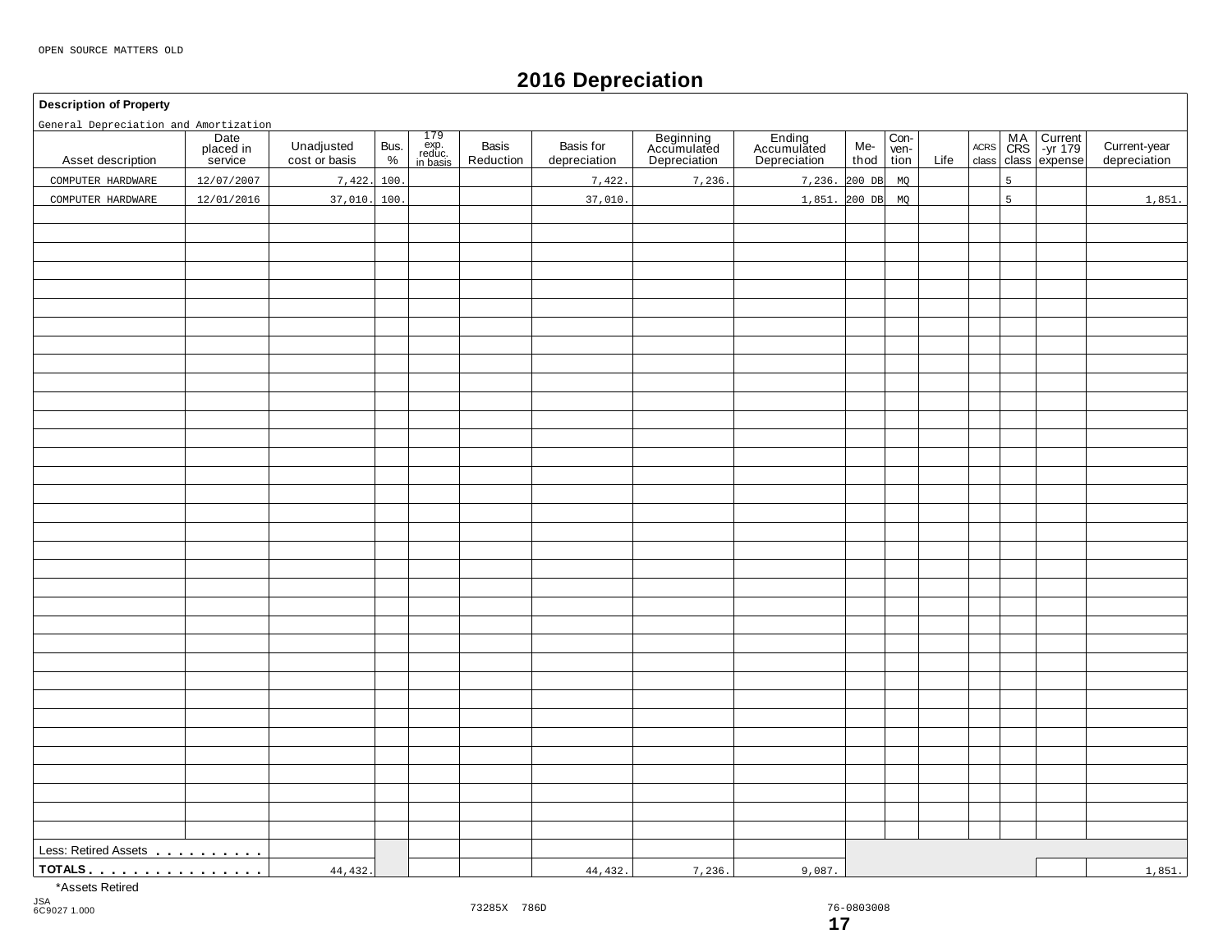OPEN SOURCE MATTERS OLD

# 2016 Depreciation

**Description of Property**

General Depreciation and Amortization

| Asset description | Date placed in service | Unadjusted cost or basis | Bus. % | 179 exp. reduc. in basis | Basis Reduction | Basis for depreciation | Beginning Accumulated Depreciation | Ending Accumulated Depreciation | Me-thod | Con-ven-tion | Life | ACRS class | MA CRS class | Current -yr 179 expense | Current-year depreciation |
|---|---|---|---|---|---|---|---|---|---|---|---|---|---|---|---|
| COMPUTER HARDWARE | 12/07/2007 | 7,422. | 100. | | | 7,422. | 7,236. | 7,236. | 200 DB | MQ | | | 5 | | |
| COMPUTER HARDWARE | 12/01/2016 | 37,010. | 100. | | | 37,010. | | 1,851. | 200 DB | MQ | | | 5 | | 1,851. |
| Less: Retired Assets | | | | | | | | | | | | | | | |
| **TOTALS** | | 44,432. | | | | 44,432. | 7,236. | 9,087. | | | | | | | 1,851. |

*Assets Retired

JSA
6C9027 1.000

73285X 786D

76-0803008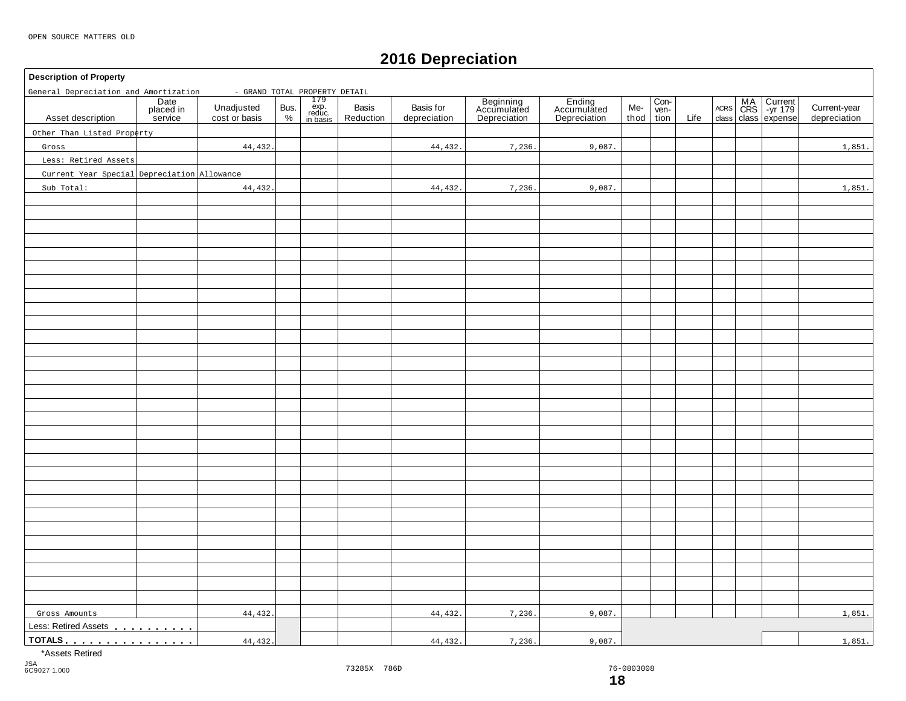OPEN SOURCE MATTERS OLD

# 2016 Depreciation

**Description of Property**

General Depreciation and Amortization - GRAND TOTAL PROPERTY DETAIL

| Asset description | Date placed in service | Unadjusted cost or basis | Bus. % | 179 exp. reduc. in basis | Basis Reduction | Basis for depreciation | Beginning Accumulated Depreciation | Ending Accumulated Depreciation | Method | Convention | Life | ACRS class | MACRS class | Current-yr 179 expense | Current-year depreciation |
|---|---|---|---|---|---|---|---|---|---|---|---|---|---|---|---|
| Other Than Listed Property | | | | | | | | | | | | | | | |
| Gross | | 44,432. | | | | 44,432. | 7,236. | 9,087. | | | | | | | 1,851. |
| Less: Retired Assets | | | | | | | | | | | | | | | |
| Current Year Special Depreciation Allowance | | | | | | | | | | | | | | | |
| Sub Total: | | 44,432. | | | | 44,432. | 7,236. | 9,087. | | | | | | | 1,851. |
| Gross Amounts | | 44,432. | | | | 44,432. | 7,236. | 9,087. | | | | | | | 1,851. |
| Less: Retired Assets | | | | | | | | | | | | | | | |
| **TOTALS** | | 44,432. | | | | 44,432. | 7,236. | 9,087. | | | | | | | 1,851. |

*Assets Retired

JSA
6C9027 1.000

73285X 786D

76-0803008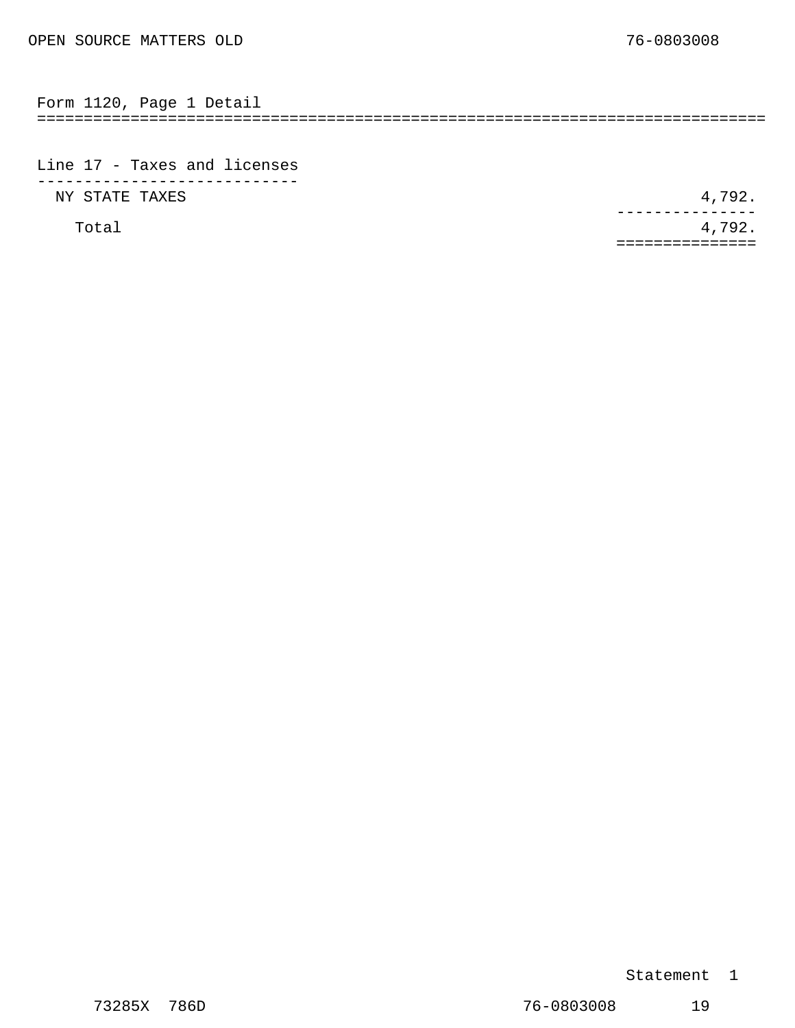OPEN SOURCE MATTERS OLD 76-0803008

## Form 1120, Page 1 Detail

### Line 17 - Taxes and licenses

| | |
|---|---|
| NY STATE TAXES | 4,792. |
| Total | 4,792. |

Statement 1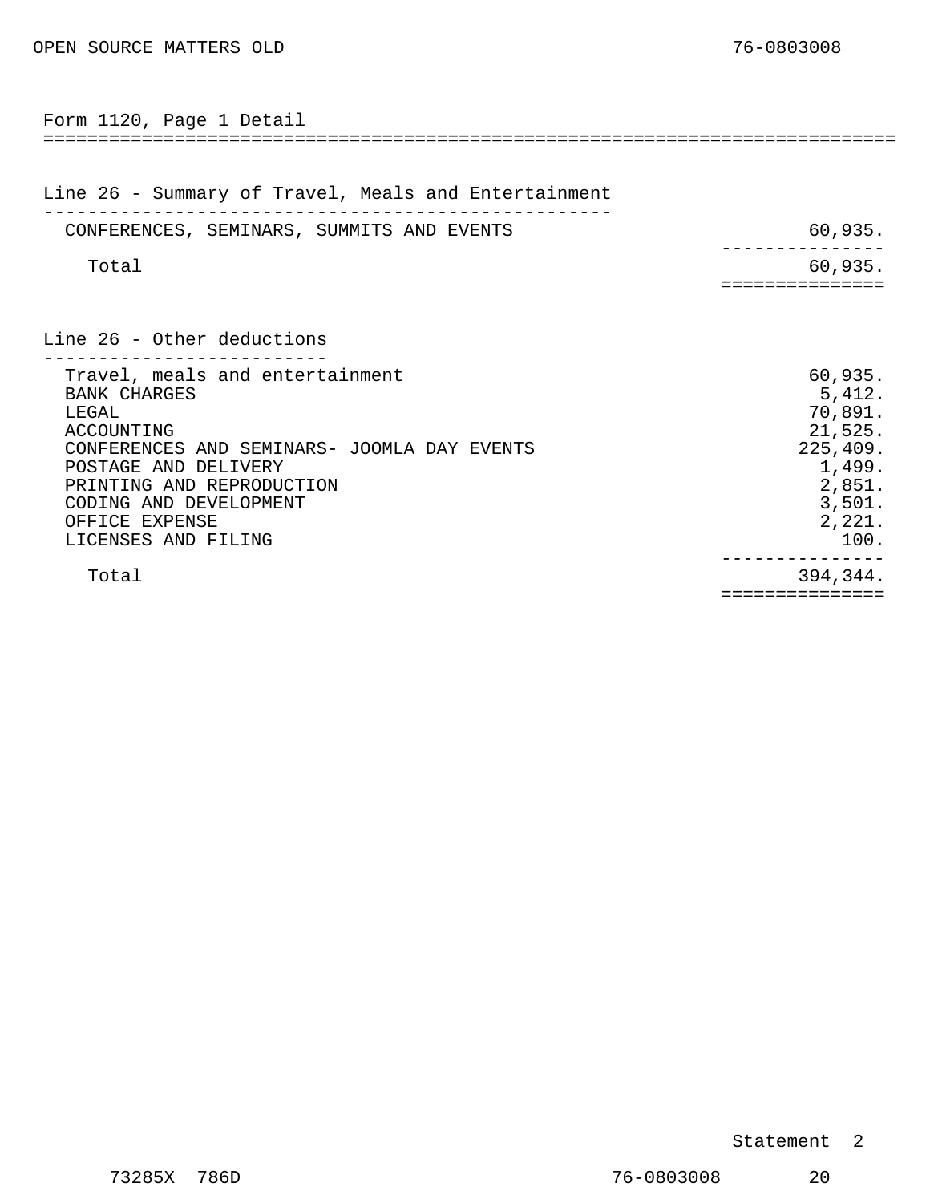OPEN SOURCE MATTERS OLD 76-0803008

## Form 1120, Page 1 Detail

### Line 26 - Summary of Travel, Meals and Entertainment

| | |
|---|---|
| CONFERENCES, SEMINARS, SUMMITS AND EVENTS | 60,935. |
| Total | 60,935. |

### Line 26 - Other deductions

| | |
|---|---|
| Travel, meals and entertainment | 60,935. |
| BANK CHARGES | 5,412. |
| LEGAL | 70,891. |
| ACCOUNTING | 21,525. |
| CONFERENCES AND SEMINARS- JOOMLA DAY EVENTS | 225,409. |
| POSTAGE AND DELIVERY | 1,499. |
| PRINTING AND REPRODUCTION | 2,851. |
| CODING AND DEVELOPMENT | 3,501. |
| OFFICE EXPENSE | 2,221. |
| LICENSES AND FILING | 100. |
| Total | 394,344. |

Statement 2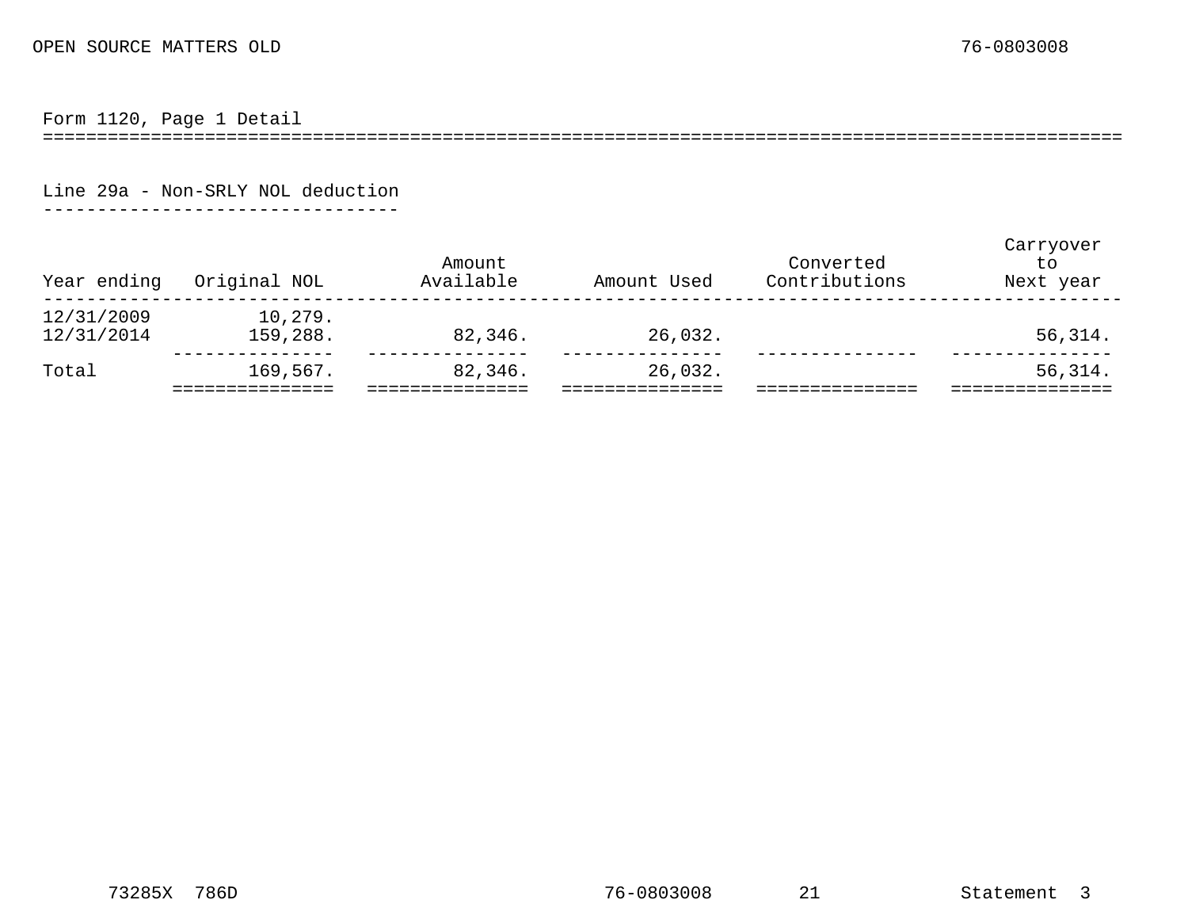OPEN SOURCE MATTERS OLD 76-0803008

## Form 1120, Page 1 Detail

### Line 29a - Non-SRLY NOL deduction

| Year ending | Original NOL | Amount Available | Amount Used | Converted Contributions | Carryover to Next year |
|---|---|---|---|---|---|
| 12/31/2009 | 10,279. | | | | |
| 12/31/2014 | 159,288. | 82,346. | 26,032. | | 56,314. |
| Total | 169,567. | 82,346. | 26,032. | | 56,314. |

73285X 786D 76-0803008 21 Statement 3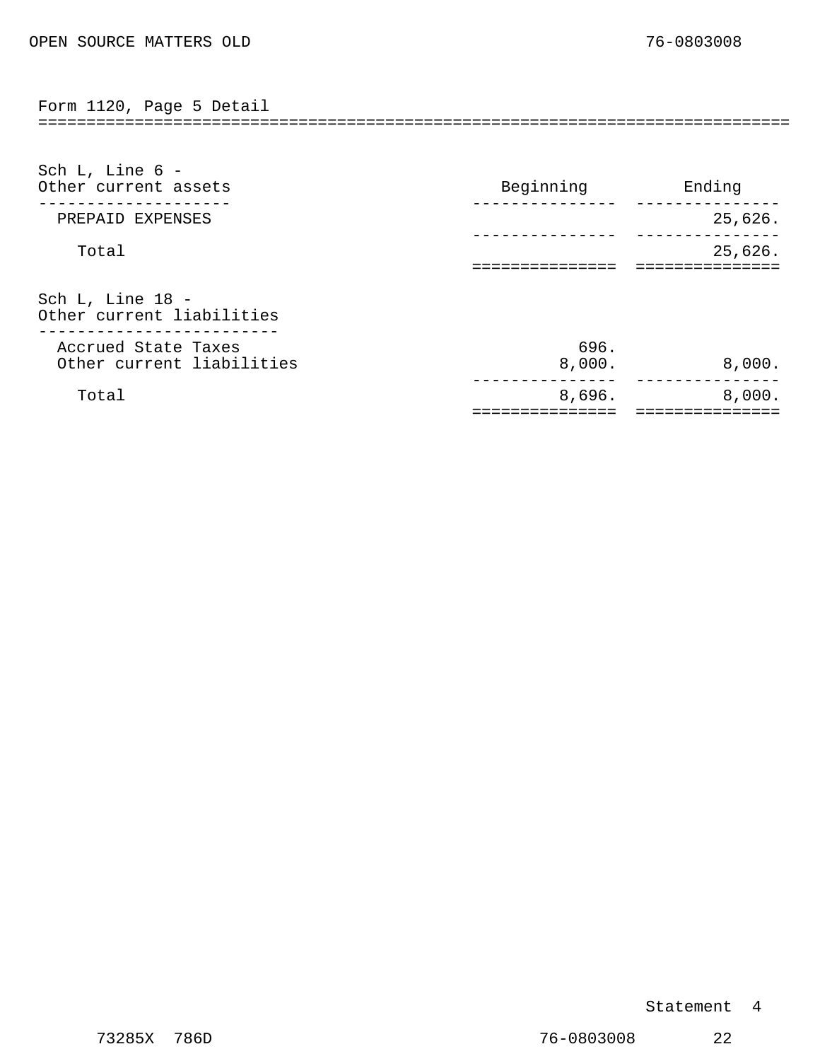OPEN SOURCE MATTERS OLD 76-0803008

## Form 1120, Page 5 Detail

### Sch L, Line 6 - Other current assets

| Other current assets | Beginning | Ending |
|---|---|---|
| PREPAID EXPENSES | | 25,626. |
| Total | | 25,626. |

### Sch L, Line 18 - Other current liabilities

| Other current liabilities | Beginning | Ending |
|---|---|---|
| Accrued State Taxes | 696. | |
| Other current liabilities | 8,000. | 8,000. |
| Total | 8,696. | 8,000. |

Statement 4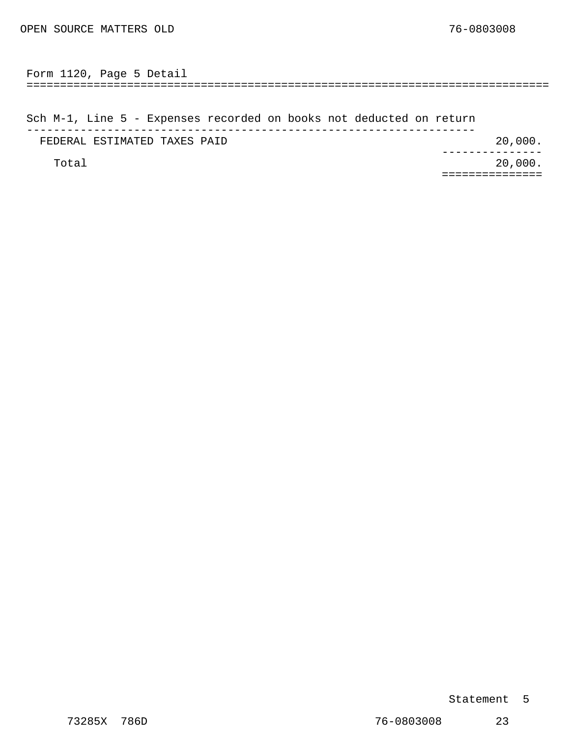OPEN SOURCE MATTERS OLD 76-0803008

## Form 1120, Page 5 Detail

### Sch M-1, Line 5 - Expenses recorded on books not deducted on return

| | |
|---|---|
| FEDERAL ESTIMATED TAXES PAID | 20,000. |
| Total | 20,000. |

Statement 5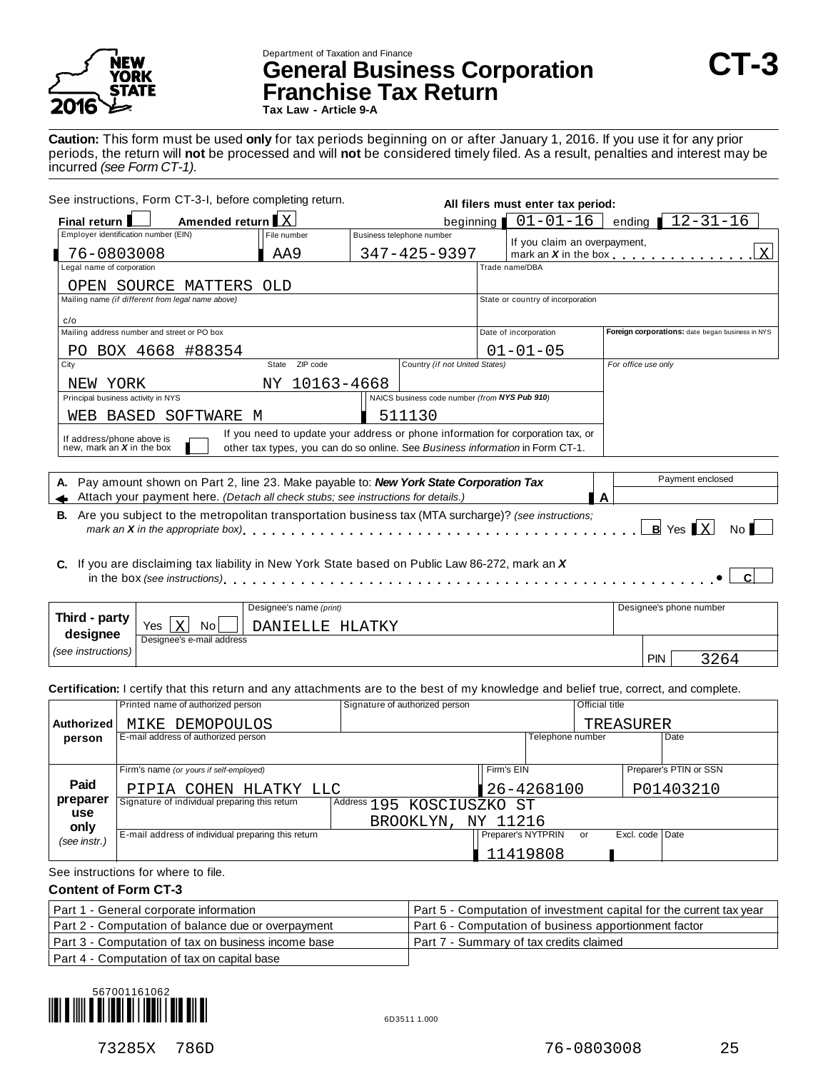Department of Taxation and Finance

# General Business Corporation Franchise Tax Return

**CT-3**

**Tax Law - Article 9-A**

NEW YORK STATE 2016

**Caution:** This form must be used **only** for tax periods beginning on or after January 1, 2016. If you use it for any prior periods, the return will **not** be processed and will **not** be considered timely filed. As a result, penalties and interest may be incurred *(see Form CT-1)*.

See instructions, Form CT-3-I, before completing return.

**All filers must enter tax period:** beginning 01-01-16 ending 12-31-16

**Final return** [ ] **Amended return** [X]

| | | | |
|---|---|---|---|
| Employer identification number (EIN): 76-0803008 | File number: AA9 | Business telephone number: 347-425-9397 | If you claim an overpayment, mark an *X* in the box: [X] |
| Legal name of corporation: OPEN SOURCE MATTERS OLD | | | Trade name/DBA: |
| Mailing name *(if different from legal name above)*: c/o | | | State or country of incorporation: |
| Mailing address number and street or PO box: PO BOX 4668 #88354 | | Date of incorporation: 01-01-05 | **Foreign corporations:** date began business in NYS: |
| City: NEW YORK | State ZIP code: NY 10163-4668 | Country *(if not United States)*: | *For office use only* |
| Principal business activity in NYS: WEB BASED SOFTWARE M | | NAICS business code number *(from NYS Pub 910)*: 511130 | |
| If address/phone above is new, mark an *X* in the box [ ] | If you need to update your address or phone information for corporation tax, or other tax types, you can do so online. See *Business information* in Form CT-1. | | |

**A.** Pay amount shown on Part 2, line 23. Make payable to: ***New York State Corporation Tax***
Attach your payment here. *(Detach all check stubs; see instructions for details.)* **A** Payment enclosed:

**B.** Are you subject to the metropolitan transportation business tax (MTA surcharge)? *(see instructions; mark an X in the appropriate box)* . . . . . **B** Yes [X] No [ ]

**C.** If you are disclaiming tax liability in New York State based on Public Law 86-272, mark an ***X*** in the box *(see instructions)* . . . . . • **C** [ ]

| | | | |
|---|---|---|---|
| **Third - party designee** *(see instructions)* | Yes [X] No [ ] | Designee's name *(print)*: DANIELLE HLATKY | Designee's phone number: |
| | Designee's e-mail address: | | PIN: 3264 |

**Certification:** I certify that this return and any attachments are to the best of my knowledge and belief true, correct, and complete.

| | | | | | |
|---|---|---|---|---|---|
| **Authorized person** | Printed name of authorized person: MIKE DEMOPOULOS | Signature of authorized person: | | Official title: TREASURER | |
| | E-mail address of authorized person: | | Telephone number: | | Date: |
| **Paid preparer use only** *(see instr.)* | Firm's name *(or yours if self-employed)*: PIPIA COHEN HLATKY LLC | | Firm's EIN: 26-4268100 | | Preparer's PTIN or SSN: P01403210 |
| | Signature of individual preparing this return: | Address: 195 KOSCIUSZKO ST BROOKLYN, NY 11216 | | | |
| | E-mail address of individual preparing this return: | | Preparer's NYTPRIN or: 11419808 | Excl. code: | Date: |

See instructions for where to file.

**Content of Form CT-3**

| | |
|---|---|
| Part 1 - General corporate information | Part 5 - Computation of investment capital for the current tax year |
| Part 2 - Computation of balance due or overpayment | Part 6 - Computation of business apportionment factor |
| Part 3 - Computation of tax on business income base | Part 7 - Summary of tax credits claimed |
| Part 4 - Computation of tax on capital base | |

567001161062

6D3511 1.000

73285X 786D 76-0803008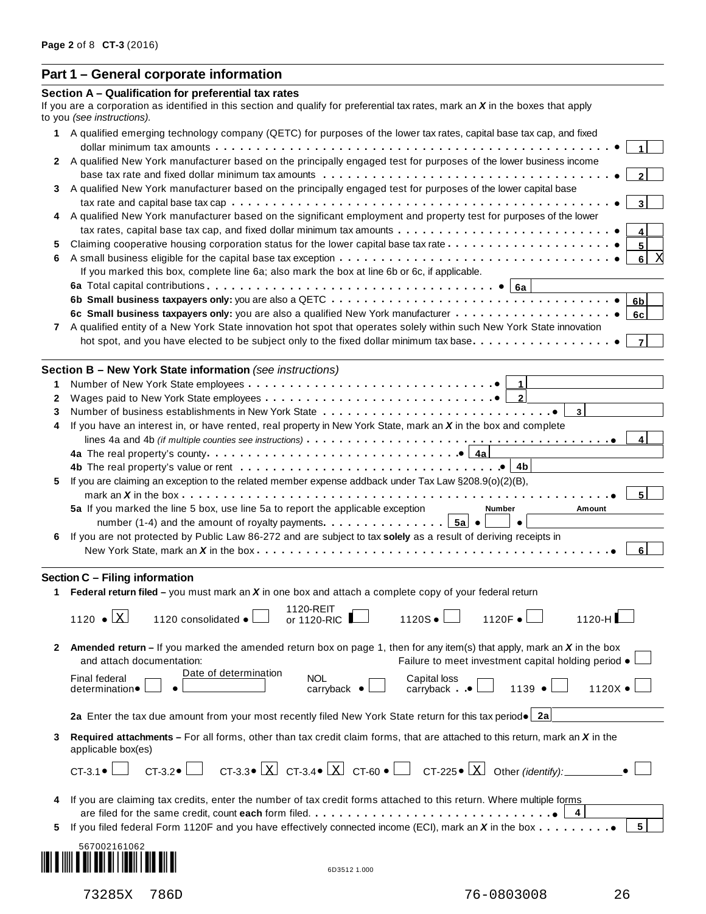## Part 1 – General corporate information

### Section A – Qualification for preferential tax rates

If you are a corporation as identified in this section and qualify for preferential tax rates, mark an *X* in the boxes that apply to you *(see instructions).*

1 A qualified emerging technology company (QETC) for purposes of the lower tax rates, capital base tax cap, and fixed dollar minimum tax amounts . . . ● 1 [ ]

2 A qualified New York manufacturer based on the principally engaged test for purposes of the lower business income base tax rate and fixed dollar minimum tax amounts . . . ● 2 [ ]

3 A qualified New York manufacturer based on the principally engaged test for purposes of the lower capital base tax rate and capital base tax cap . . . ● 3 [ ]

4 A qualified New York manufacturer based on the significant employment and property test for purposes of the lower tax rates, capital base tax cap, and fixed dollar minimum tax amounts . . . ● 4 [ ]

5 Claiming cooperative housing corporation status for the lower capital base tax rate . . . ● 5 [ ]

6 A small business eligible for the capital base tax exception . . . ● 6 [X]

If you marked this box, complete line 6a; also mark the box at line 6b or 6c, if applicable.

6a Total capital contributions . . . ● 6a

**6b Small business taxpayers only:** you are also a QETC . . . ● 6b [ ]

**6c Small business taxpayers only:** you are also a qualified New York manufacturer . . . ● 6c [ ]

7 A qualified entity of a New York State innovation hot spot that operates solely within such New York State innovation hot spot, and you have elected to be subject only to the fixed dollar minimum tax base . . . ● 7 [ ]

### Section B – New York State information *(see instructions)*

1 Number of New York State employees . . . ● 1

2 Wages paid to New York State employees . . . ● 2

3 Number of business establishments in New York State . . . ● 3

4 If you have an interest in, or have rented, real property in New York State, mark an *X* in the box and complete lines 4a and 4b *(if multiple counties see instructions)* . . . ● 4 [ ]

4a The real property's county . . . ● 4a

4b The real property's value or rent . . . ● 4b

5 If you are claiming an exception to the related member expense addback under Tax Law §208.9(o)(2)(B), mark an *X* in the box . . . ● 5 [ ]

5a If you marked the line 5 box, use line 5a to report the applicable exception number (1-4) and the amount of royalty payments . . . 5a ● Number ● Amount

6 If you are not protected by Public Law 86-272 and are subject to tax **solely** as a result of deriving receipts in New York State, mark an *X* in the box . . . ● 6 [ ]

### Section C – Filing information

1 **Federal return filed –** you must mark an *X* in one box and attach a complete copy of your federal return

1120 ● [X] 1120 consolidated ● [ ] 1120-REIT or 1120-RIC [ ] 1120S ● [ ] 1120F ● [ ] 1120-H [ ]

2 **Amended return –** If you marked the amended return box on page 1, then for any item(s) that apply, mark an *X* in the box and attach documentation: Failure to meet investment capital holding period ● [ ]

Final federal determination ● [ ] ● Date of determination [ ] NOL carryback ● [ ] Capital loss carryback ● [ ] 1139 ● [ ] 1120X ● [ ]

2a Enter the tax due amount from your most recently filed New York State return for this tax period ● 2a

3 **Required attachments –** For all forms, other than tax credit claim forms, that are attached to this return, mark an *X* in the applicable box(es)

CT-3.1 ● [ ] CT-3.2 ● [ ] CT-3.3 ● [X] CT-3.4 ● [X] CT-60 ● [ ] CT-225 ● [X] Other *(identify):* ________ ● [ ]

4 If you are claiming tax credits, enter the number of tax credit forms attached to this return. Where multiple forms are filed for the same credit, count **each** form filed . . . ● 4

5 If you filed federal Form 1120F and you have effectively connected income (ECI), mark an *X* in the box . . . ● 5 [ ]

567002161062

6D3512 1.000

73285X 786D 76-0803008 26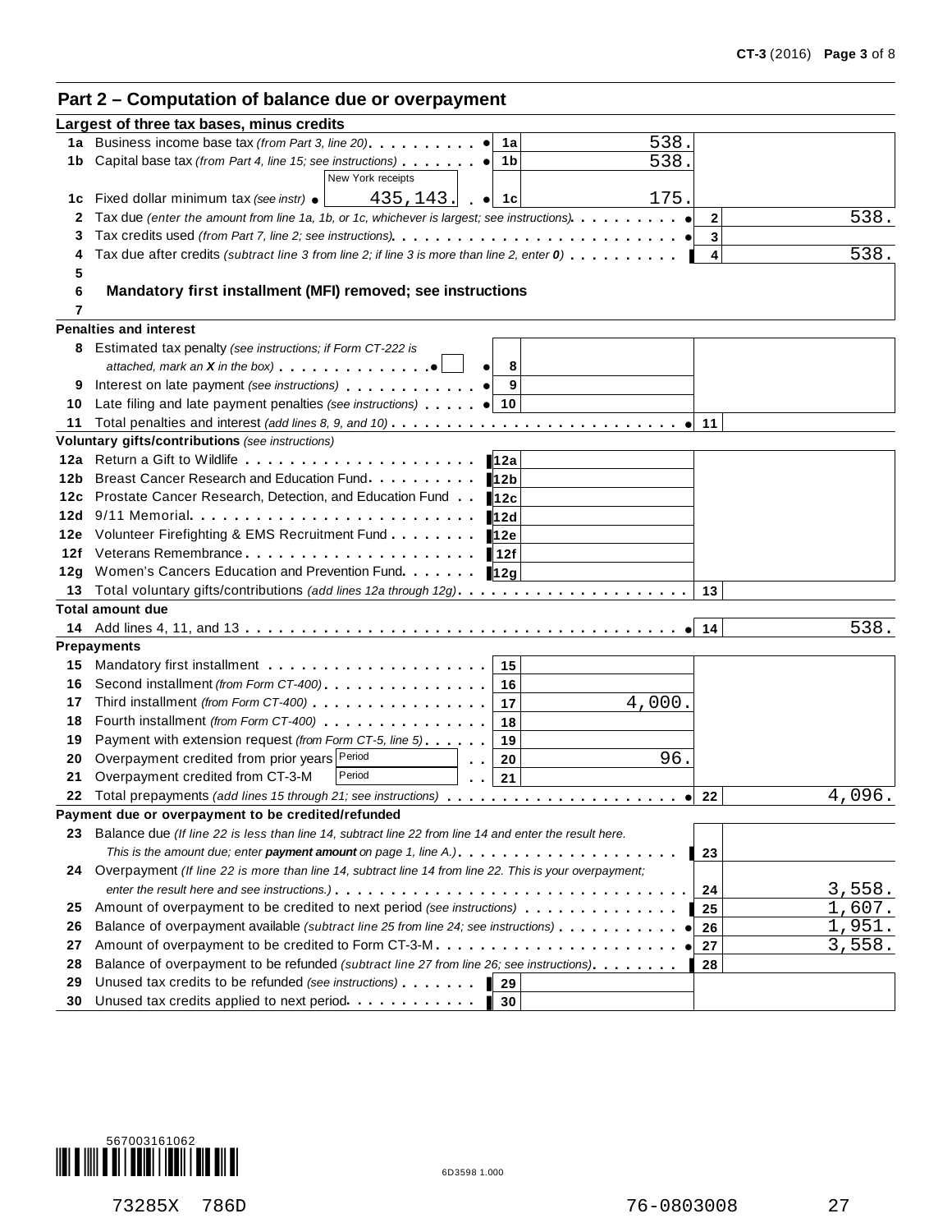## Part 2 – Computation of balance due or overpayment

**Largest of three tax bases, minus credits**

| Line | Description | Line | Amount | Line | Amount |
|---|---|---|---|---|---|
| 1a | Business income base tax *(from Part 3, line 20)* | 1a | 538. | | |
| 1b | Capital base tax *(from Part 4, line 15; see instructions)* | 1b | 538. | | |
| 1c | Fixed dollar minimum tax *(see instr)* New York receipts 435,143. | 1c | 175. | | |
| 2 | Tax due *(enter the amount from line 1a, 1b, or 1c, whichever is largest; see instructions)* | | | 2 | 538. |
| 3 | Tax credits used *(from Part 7, line 2; see instructions)* | | | 3 | |
| 4 | Tax due after credits *(subtract line 3 from line 2; if line 3 is more than line 2, enter 0)* | | | 4 | 538. |
| 5–7 | **Mandatory first installment (MFI) removed; see instructions** | | | | |

**Penalties and interest**

| Line | Description | Line | Amount | Line | Amount |
|---|---|---|---|---|---|
| 8 | Estimated tax penalty *(see instructions; if Form CT-222 is attached, mark an X in the box)* ☐ | 8 | | | |
| 9 | Interest on late payment *(see instructions)* | 9 | | | |
| 10 | Late filing and late payment penalties *(see instructions)* | 10 | | | |
| 11 | Total penalties and interest *(add lines 8, 9, and 10)* | | | 11 | |

**Voluntary gifts/contributions** *(see instructions)*

| Line | Description | Line | Amount | Line | Amount |
|---|---|---|---|---|---|
| 12a | Return a Gift to Wildlife | 12a | | | |
| 12b | Breast Cancer Research and Education Fund | 12b | | | |
| 12c | Prostate Cancer Research, Detection, and Education Fund | 12c | | | |
| 12d | 9/11 Memorial | 12d | | | |
| 12e | Volunteer Firefighting & EMS Recruitment Fund | 12e | | | |
| 12f | Veterans Remembrance | 12f | | | |
| 12g | Women's Cancers Education and Prevention Fund | 12g | | | |
| 13 | Total voluntary gifts/contributions *(add lines 12a through 12g)* | | | 13 | |

**Total amount due**

| Line | Description | Line | Amount |
|---|---|---|---|
| 14 | Add lines 4, 11, and 13 | 14 | 538. |

**Prepayments**

| Line | Description | Line | Amount | Line | Amount |
|---|---|---|---|---|---|
| 15 | Mandatory first installment | 15 | | | |
| 16 | Second installment *(from Form CT-400)* | 16 | | | |
| 17 | Third installment *(from Form CT-400)* | 17 | 4,000. | | |
| 18 | Fourth installment *(from Form CT-400)* | 18 | | | |
| 19 | Payment with extension request *(from Form CT-5, line 5)* | 19 | | | |
| 20 | Overpayment credited from prior years Period | 20 | 96. | | |
| 21 | Overpayment credited from CT-3-M Period | 21 | | | |
| 22 | Total prepayments *(add lines 15 through 21; see instructions)* | | | 22 | 4,096. |

**Payment due or overpayment to be credited/refunded**

| Line | Description | Line | Amount | Line | Amount |
|---|---|---|---|---|---|
| 23 | Balance due *(If line 22 is less than line 14, subtract line 22 from line 14 and enter the result here. This is the amount due; enter **payment amount** on page 1, line A.)* | | | 23 | |
| 24 | Overpayment *(If line 22 is more than line 14, subtract line 14 from line 22. This is your overpayment; enter the result here and see instructions.)* | | | 24 | 3,558. |
| 25 | Amount of overpayment to be credited to next period *(see instructions)* | | | 25 | 1,607. |
| 26 | Balance of overpayment available *(subtract line 25 from line 24; see instructions)* | | | 26 | 1,951. |
| 27 | Amount of overpayment to be credited to Form CT-3-M | | | 27 | 3,558. |
| 28 | Balance of overpayment to be refunded *(subtract line 27 from line 26; see instructions)* | | | 28 | |
| 29 | Unused tax credits to be refunded *(see instructions)* | 29 | | | |
| 30 | Unused tax credits applied to next period | 30 | | | |

567003161062

6D3598 1.000

73285X 786D 76-0803008 27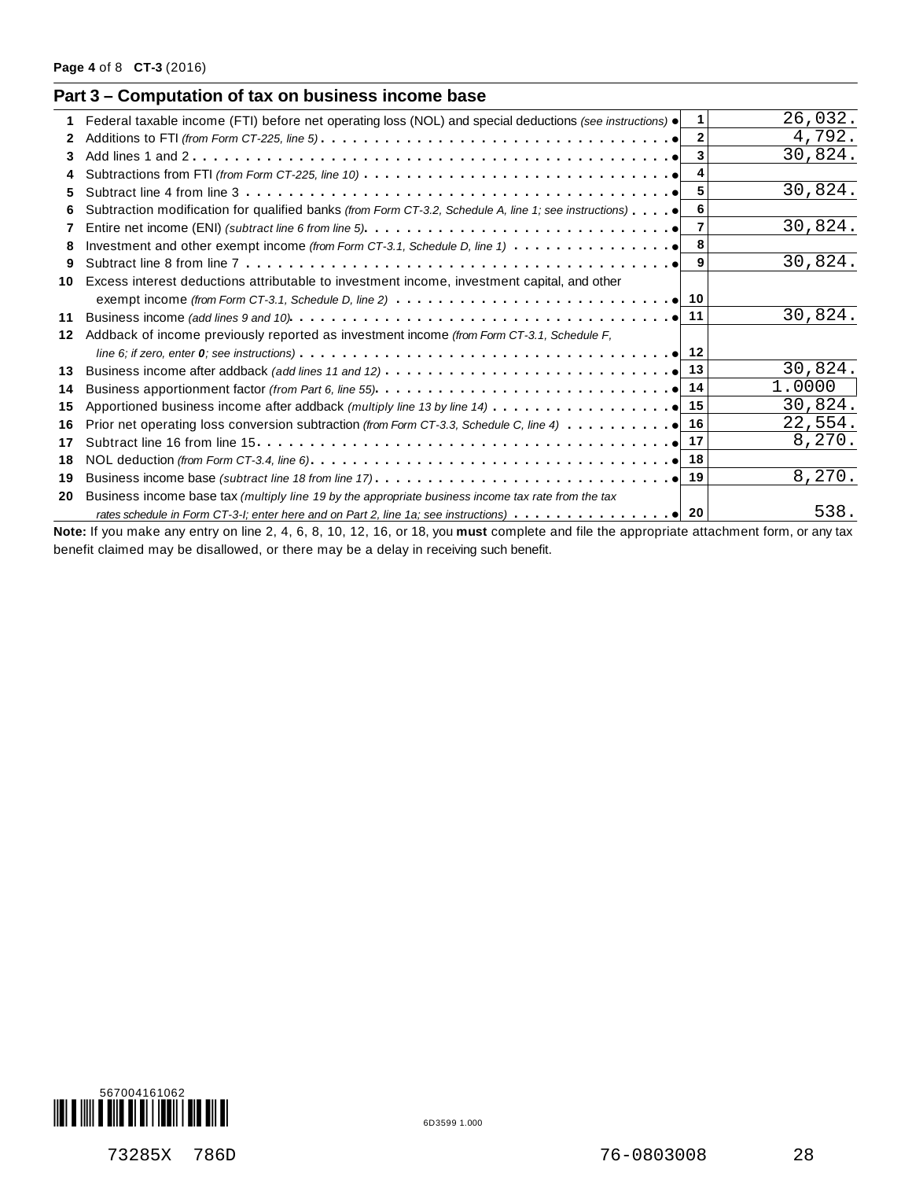## Part 3 – Computation of tax on business income base

| | | | |
|---|---|---|---|
| 1 | Federal taxable income (FTI) before net operating loss (NOL) and special deductions *(see instructions)* | 1 | 26,032. |
| 2 | Additions to FTI *(from Form CT-225, line 5)* | 2 | 4,792. |
| 3 | Add lines 1 and 2 | 3 | 30,824. |
| 4 | Subtractions from FTI *(from Form CT-225, line 10)* | 4 | |
| 5 | Subtract line 4 from line 3 | 5 | 30,824. |
| 6 | Subtraction modification for qualified banks *(from Form CT-3.2, Schedule A, line 1; see instructions)* | 6 | |
| 7 | Entire net income (ENI) *(subtract line 6 from line 5)* | 7 | 30,824. |
| 8 | Investment and other exempt income *(from Form CT-3.1, Schedule D, line 1)* | 8 | |
| 9 | Subtract line 8 from line 7 | 9 | 30,824. |
| 10 | Excess interest deductions attributable to investment income, investment capital, and other exempt income *(from Form CT-3.1, Schedule D, line 2)* | 10 | |
| 11 | Business income *(add lines 9 and 10)* | 11 | 30,824. |
| 12 | Addback of income previously reported as investment income *(from Form CT-3.1, Schedule F, line 6; if zero, enter **0**; see instructions)* | 12 | |
| 13 | Business income after addback *(add lines 11 and 12)* | 13 | 30,824. |
| 14 | Business apportionment factor *(from Part 6, line 55)* | 14 | 1.0000 |
| 15 | Apportioned business income after addback *(multiply line 13 by line 14)* | 15 | 30,824. |
| 16 | Prior net operating loss conversion subtraction *(from Form CT-3.3, Schedule C, line 4)* | 16 | 22,554. |
| 17 | Subtract line 16 from line 15 | 17 | 8,270. |
| 18 | NOL deduction *(from Form CT-3.4, line 6)* | 18 | |
| 19 | Business income base *(subtract line 18 from line 17)* | 19 | 8,270. |
| 20 | Business income base tax *(multiply line 19 by the appropriate business income tax rate from the tax rates schedule in Form CT-3-I; enter here and on Part 2, line 1a; see instructions)* | 20 | 538. |

**Note:** If you make any entry on line 2, 4, 6, 8, 10, 12, 16, or 18, you **must** complete and file the appropriate attachment form, or any tax benefit claimed may be disallowed, or there may be a delay in receiving such benefit.

567004161062

6D3599 1.000

73285X 786D 76-0803008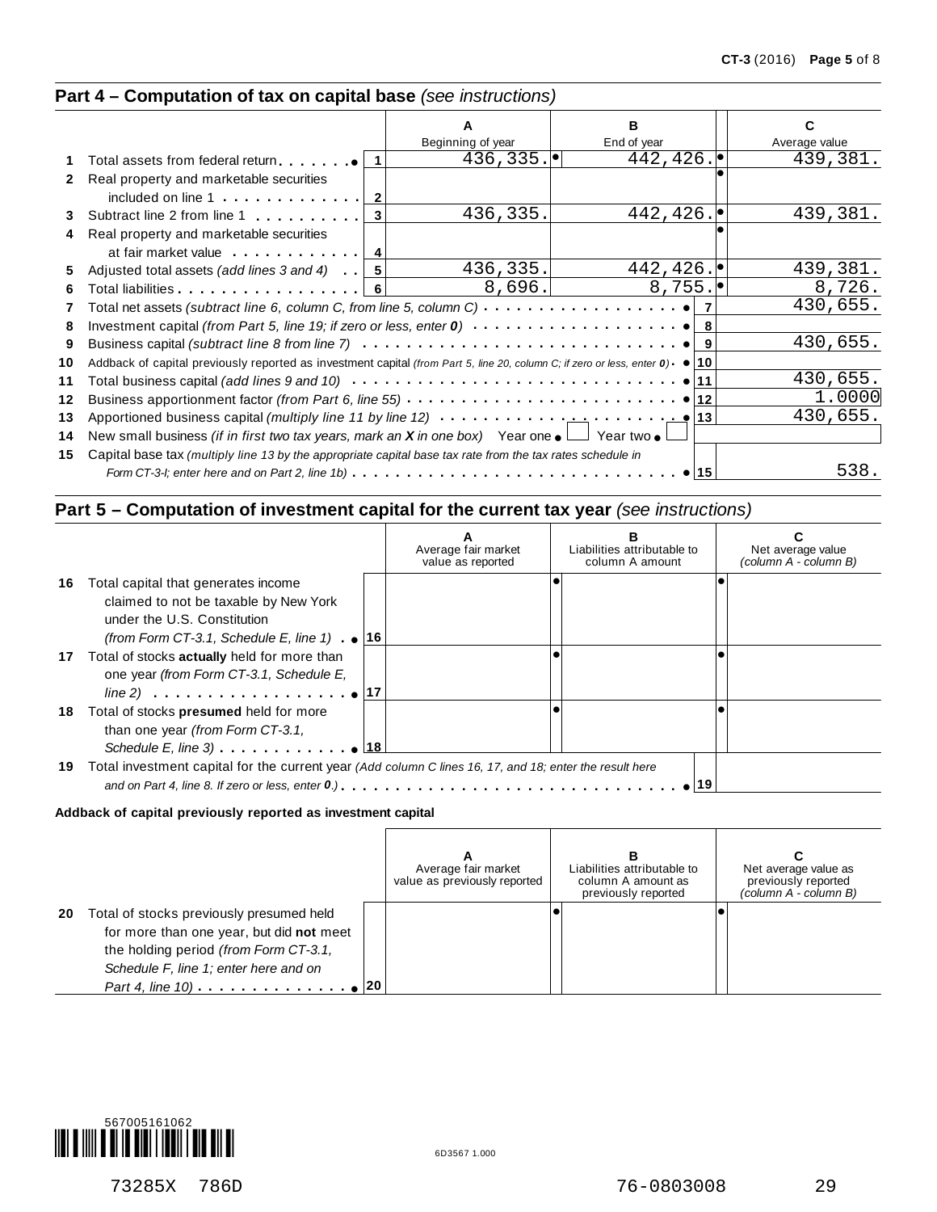## Part 4 – Computation of tax on capital base *(see instructions)*

| | | | A Beginning of year | B End of year | C Average value |
|---|---|---|---|---|---|
| 1 | Total assets from federal return | 1 | 436,335. | 442,426. | 439,381. |
| 2 | Real property and marketable securities included on line 1 | 2 | | | |
| 3 | Subtract line 2 from line 1 | 3 | 436,335. | 442,426. | 439,381. |
| 4 | Real property and marketable securities at fair market value | 4 | | | |
| 5 | Adjusted total assets *(add lines 3 and 4)* | 5 | 436,335. | 442,426. | 439,381. |
| 6 | Total liabilities | 6 | 8,696. | 8,755. | 8,726. |

| | | | |
|---|---|---|---|
| 7 | Total net assets *(subtract line 6, column C, from line 5, column C)* | 7 | 430,655. |
| 8 | Investment capital *(from Part 5, line 19; if zero or less, enter 0)* | 8 | |
| 9 | Business capital *(subtract line 8 from line 7)* | 9 | 430,655. |
| 10 | Addback of capital previously reported as investment capital *(from Part 5, line 20, column C; if zero or less, enter 0)* | 10 | |
| 11 | Total business capital *(add lines 9 and 10)* | 11 | 430,655. |
| 12 | Business apportionment factor *(from Part 6, line 55)* | 12 | 1.0000 |
| 13 | Apportioned business capital *(multiply line 11 by line 12)* | 13 | 430,655. |
| 14 | New small business *(if in first two tax years, mark an X in one box)* Year one ☐ Year two ☐ | | |
| 15 | Capital base tax *(multiply line 13 by the appropriate capital base tax rate from the tax rates schedule in Form CT-3-I; enter here and on Part 2, line 1b)* | 15 | 538. |

## Part 5 – Computation of investment capital for the current tax year *(see instructions)*

| | | | A Average fair market value as reported | B Liabilities attributable to column A amount | C Net average value *(column A - column B)* |
|---|---|---|---|---|---|
| 16 | Total capital that generates income claimed to not be taxable by New York under the U.S. Constitution *(from Form CT-3.1, Schedule E, line 1)* | 16 | | | |
| 17 | Total of stocks **actually** held for more than one year *(from Form CT-3.1, Schedule E, line 2)* | 17 | | | |
| 18 | Total of stocks **presumed** held for more than one year *(from Form CT-3.1, Schedule E, line 3)* | 18 | | | |
| 19 | Total investment capital for the current year *(Add column C lines 16, 17, and 18; enter the result here and on Part 4, line 8. If zero or less, enter 0.)* | 19 | | | |

**Addback of capital previously reported as investment capital**

| | | | A Average fair market value as previously reported | B Liabilities attributable to column A amount as previously reported | C Net average value as previously reported *(column A - column B)* |
|---|---|---|---|---|---|
| 20 | Total of stocks previously presumed held for more than one year, but did **not** meet the holding period *(from Form CT-3.1, Schedule F, line 1; enter here and on Part 4, line 10)* | 20 | | | |

567005161062

6D3567 1.000

73285X 786D 76-0803008 29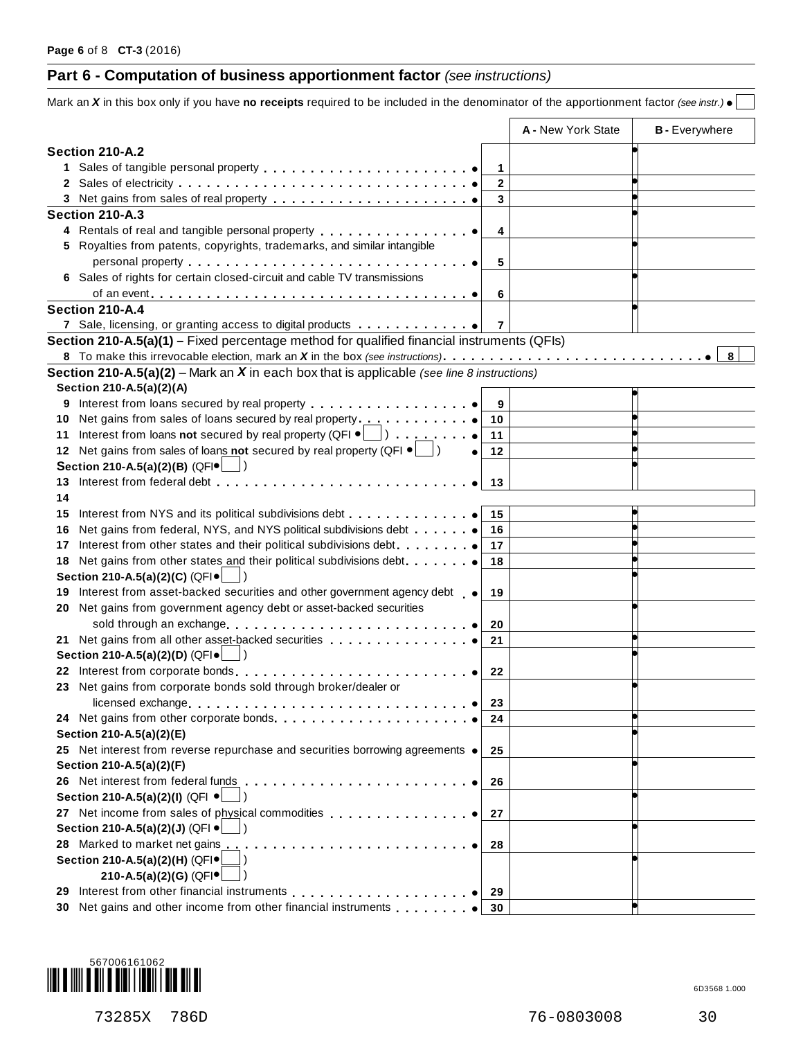## Part 6 - Computation of business apportionment factor *(see instructions)*

Mark an *X* in this box only if you have **no receipts** required to be included in the denominator of the apportionment factor *(see instr.)* ● ☐

| | | A - New York State | B - Everywhere |
|---|---|---|---|
| **Section 210-A.2** | | | |
| 1 Sales of tangible personal property ● | 1 | | |
| 2 Sales of electricity ● | 2 | | |
| 3 Net gains from sales of real property ● | 3 | | |
| **Section 210-A.3** | | | |
| 4 Rentals of real and tangible personal property ● | 4 | | |
| 5 Royalties from patents, copyrights, trademarks, and similar intangible personal property ● | 5 | | |
| 6 Sales of rights for certain closed-circuit and cable TV transmissions of an event ● | 6 | | |
| **Section 210-A.4** | | | |
| 7 Sale, licensing, or granting access to digital products ● | 7 | | |
| **Section 210-A.5(a)(1) –** Fixed percentage method for qualified financial instruments (QFIs) | | | |
| 8 To make this irrevocable election, mark an *X* in the box *(see instructions)* ● | 8 ☐ | | |
| **Section 210-A.5(a)(2)** – Mark an *X* in each box that is applicable *(see line 8 instructions)* | | | |
| **Section 210-A.5(a)(2)(A)** | | | |
| 9 Interest from loans secured by real property ● | 9 | | |
| 10 Net gains from sales of loans secured by real property ● | 10 | | |
| 11 Interest from loans **not** secured by real property (QFI ● ☐ ) ● | 11 | | |
| 12 Net gains from sales of loans **not** secured by real property (QFI ● ☐ ) ● | 12 | | |
| **Section 210-A.5(a)(2)(B)** (QFI ● ☐ ) | | | |
| 13 Interest from federal debt ● | 13 | | |
| 14 | | | |
| 15 Interest from NYS and its political subdivisions debt ● | 15 | | |
| 16 Net gains from federal, NYS, and NYS political subdivisions debt ● | 16 | | |
| 17 Interest from other states and their political subdivisions debt ● | 17 | | |
| 18 Net gains from other states and their political subdivisions debt ● | 18 | | |
| **Section 210-A.5(a)(2)(C)** (QFI ● ☐ ) | | | |
| 19 Interest from asset-backed securities and other government agency debt ● | 19 | | |
| 20 Net gains from government agency debt or asset-backed securities sold through an exchange ● | 20 | | |
| 21 Net gains from all other asset-backed securities ● | 21 | | |
| **Section 210-A.5(a)(2)(D)** (QFI ● ☐ ) | | | |
| 22 Interest from corporate bonds ● | 22 | | |
| 23 Net gains from corporate bonds sold through broker/dealer or licensed exchange ● | 23 | | |
| 24 Net gains from other corporate bonds ● | 24 | | |
| **Section 210-A.5(a)(2)(E)** | | | |
| 25 Net interest from reverse repurchase and securities borrowing agreements ● | 25 | | |
| **Section 210-A.5(a)(2)(F)** | | | |
| 26 Net interest from federal funds ● | 26 | | |
| **Section 210-A.5(a)(2)(I)** (QFI ● ☐ ) | | | |
| 27 Net income from sales of physical commodities ● | 27 | | |
| **Section 210-A.5(a)(2)(J)** (QFI ● ☐ ) | | | |
| 28 Marked to market net gains ● | 28 | | |
| **Section 210-A.5(a)(2)(H)** (QFI ● ☐ ) **210-A.5(a)(2)(G)** (QFI ● ☐ ) | | | |
| 29 Interest from other financial instruments ● | 29 | | |
| 30 Net gains and other income from other financial instruments ● | 30 | | |

567006161062

6D3568 1.000

73285X 786D 76-0803008 30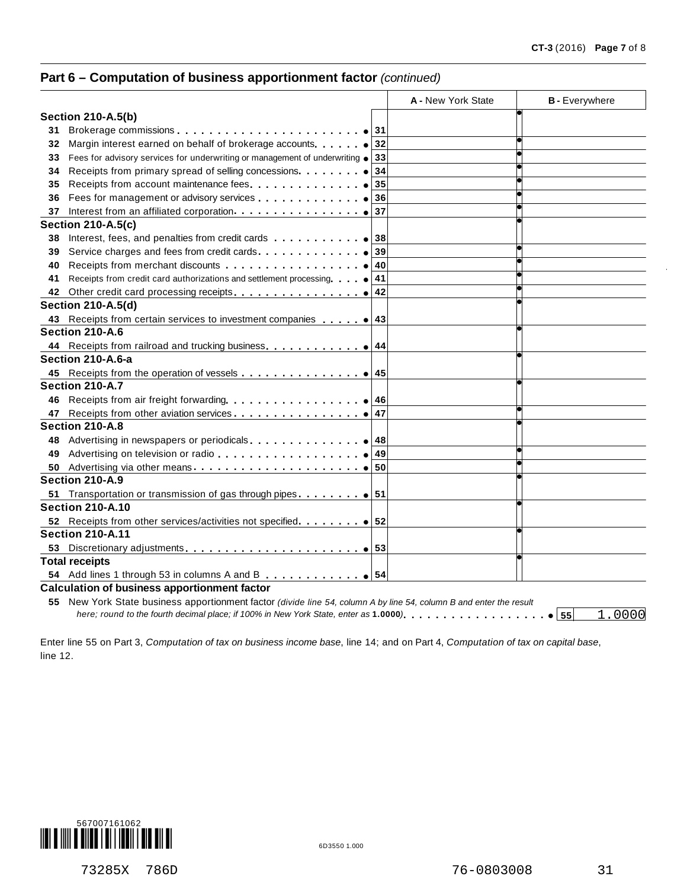## Part 6 – Computation of business apportionment factor *(continued)*

| | | A - New York State | B - Everywhere |
|---|---|---|---|
| **Section 210-A.5(b)** | | | |
| 31 Brokerage commissions | 31 | | |
| 32 Margin interest earned on behalf of brokerage accounts | 32 | | |
| 33 Fees for advisory services for underwriting or management of underwriting | 33 | | |
| 34 Receipts from primary spread of selling concessions | 34 | | |
| 35 Receipts from account maintenance fees | 35 | | |
| 36 Fees for management or advisory services | 36 | | |
| 37 Interest from an affiliated corporation | 37 | | |
| **Section 210-A.5(c)** | | | |
| 38 Interest, fees, and penalties from credit cards | 38 | | |
| 39 Service charges and fees from credit cards | 39 | | |
| 40 Receipts from merchant discounts | 40 | | |
| 41 Receipts from credit card authorizations and settlement processing | 41 | | |
| 42 Other credit card processing receipts | 42 | | |
| **Section 210-A.5(d)** | | | |
| 43 Receipts from certain services to investment companies | 43 | | |
| **Section 210-A.6** | | | |
| 44 Receipts from railroad and trucking business | 44 | | |
| **Section 210-A.6-a** | | | |
| 45 Receipts from the operation of vessels | 45 | | |
| **Section 210-A.7** | | | |
| 46 Receipts from air freight forwarding | 46 | | |
| 47 Receipts from other aviation services | 47 | | |
| **Section 210-A.8** | | | |
| 48 Advertising in newspapers or periodicals | 48 | | |
| 49 Advertising on television or radio | 49 | | |
| 50 Advertising via other means | 50 | | |
| **Section 210-A.9** | | | |
| 51 Transportation or transmission of gas through pipes | 51 | | |
| **Section 210-A.10** | | | |
| 52 Receipts from other services/activities not specified | 52 | | |
| **Section 210-A.11** | | | |
| 53 Discretionary adjustments | 53 | | |
| **Total receipts** | | | |
| 54 Add lines 1 through 53 in columns A and B | 54 | | |

**Calculation of business apportionment factor**

55 New York State business apportionment factor *(divide line 54, column A by line 54, column B and enter the result here; round to the fourth decimal place; if 100% in New York State, enter as* **1.0000***)* ..... 55 1.0000

Enter line 55 on Part 3, *Computation of tax on business income base*, line 14; and on Part 4, *Computation of tax on capital base*, line 12.

567007161062

6D3550 1.000

73285X 786D 76-0803008 31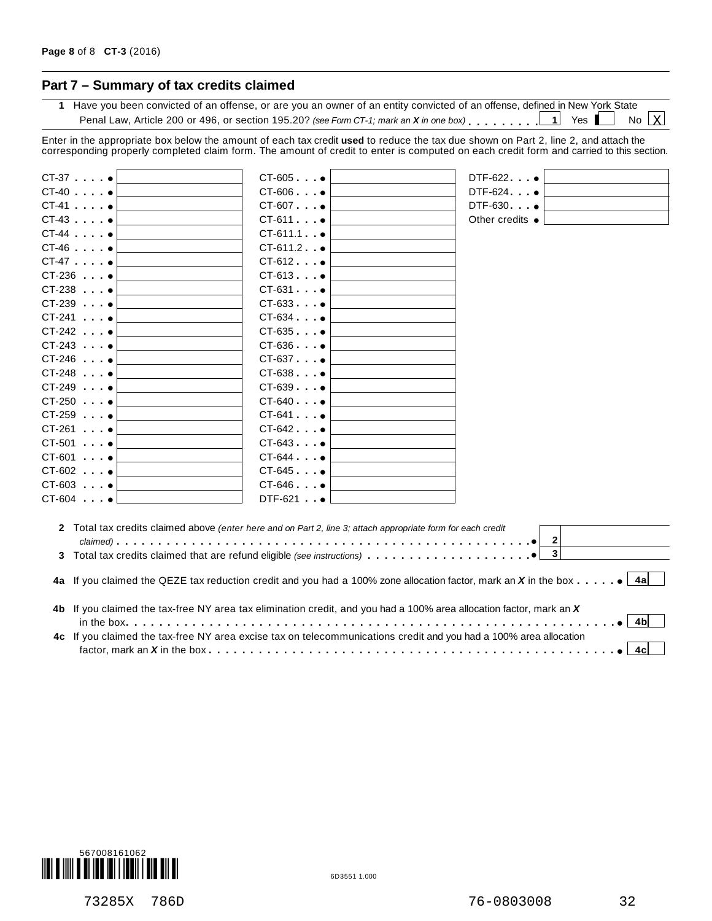## Part 7 – Summary of tax credits claimed

**1** Have you been convicted of an offense, or are you an owner of an entity convicted of an offense, defined in New York State Penal Law, Article 200 or 496, or section 195.20? *(see Form CT-1; mark an X in one box)* . . . . . . . . **1** Yes [ ] No [X]

Enter in the appropriate box below the amount of each tax credit **used** to reduce the tax due shown on Part 2, line 2, and attach the corresponding properly completed claim form. The amount of credit to enter is computed on each credit form and carried to this section.

| | | | | | |
|---|---|---|---|---|---|
| CT-37 | | CT-605 | | DTF-622 | |
| CT-40 | | CT-606 | | DTF-624 | |
| CT-41 | | CT-607 | | DTF-630 | |
| CT-43 | | CT-611 | | Other credits | |
| CT-44 | | CT-611.1 | | | |
| CT-46 | | CT-611.2 | | | |
| CT-47 | | CT-612 | | | |
| CT-236 | | CT-613 | | | |
| CT-238 | | CT-631 | | | |
| CT-239 | | CT-633 | | | |
| CT-241 | | CT-634 | | | |
| CT-242 | | CT-635 | | | |
| CT-243 | | CT-636 | | | |
| CT-246 | | CT-637 | | | |
| CT-248 | | CT-638 | | | |
| CT-249 | | CT-639 | | | |
| CT-250 | | CT-640 | | | |
| CT-259 | | CT-641 | | | |
| CT-261 | | CT-642 | | | |
| CT-501 | | CT-643 | | | |
| CT-601 | | CT-644 | | | |
| CT-602 | | CT-645 | | | |
| CT-603 | | CT-646 | | | |
| CT-604 | | DTF-621 | | | |

**2** Total tax credits claimed above *(enter here and on Part 2, line 3; attach appropriate form for each credit claimed)* . . . . . . . . **2**

**3** Total tax credits claimed that are refund eligible *(see instructions)* . . . . . . . . **3**

**4a** If you claimed the QEZE tax reduction credit and you had a 100% zone allocation factor, mark an ***X*** in the box . . . . . **4a**

**4b** If you claimed the tax-free NY area tax elimination credit, and you had a 100% area allocation factor, mark an ***X*** in the box. . . . . . . . **4b**

**4c** If you claimed the tax-free NY area excise tax on telecommunications credit and you had a 100% area allocation factor, mark an ***X*** in the box . . . . . . . . **4c**

567008161062

6D3551 1.000

73285X 786D 76-0803008 32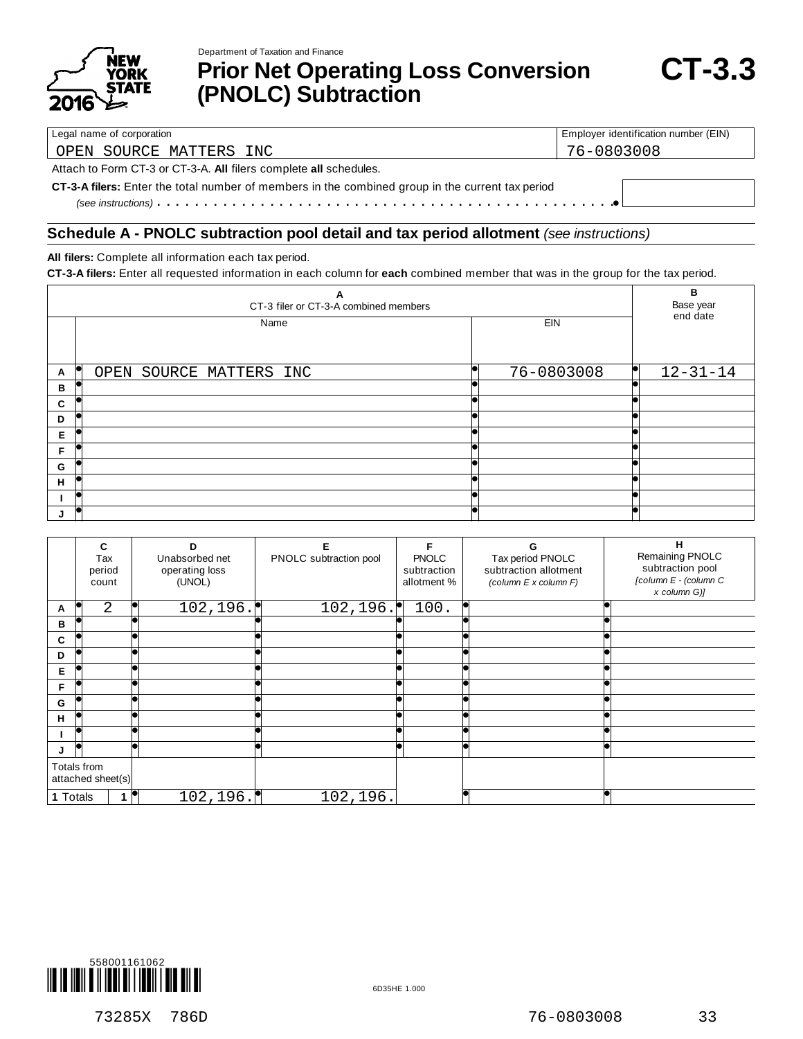Department of Taxation and Finance

# Prior Net Operating Loss Conversion (PNOLC) Subtraction

**CT-3.3**

2016

| Legal name of corporation | Employer identification number (EIN) |
|---|---|
| OPEN SOURCE MATTERS INC | 76-0803008 |

Attach to Form CT-3 or CT-3-A. **All** filers complete **all** schedules.

**CT-3-A filers:** Enter the total number of members in the combined group in the current tax period *(see instructions)* . . . . . . . . . . . . . . . . . . . . . . . . . . . . . . . . . . . . . . . . . . . . .

## Schedule A - PNOLC subtraction pool detail and tax period allotment *(see instructions)*

**All filers:** Complete all information each tax period.

**CT-3-A filers:** Enter all requested information in each column for **each** combined member that was in the group for the tax period.

| | A CT-3 filer or CT-3-A combined members | | B Base year end date |
|---|---|---|---|
| | Name | EIN | |
| A | OPEN SOURCE MATTERS INC | 76-0803008 | 12-31-14 |
| B | | | |
| C | | | |
| D | | | |
| E | | | |
| F | | | |
| G | | | |
| H | | | |
| I | | | |
| J | | | |

| | C Tax period count | D Unabsorbed net operating loss (UNOL) | E PNOLC subtraction pool | F PNOLC subtraction allotment % | G Tax period PNOLC subtraction allotment *(column E x column F)* | H Remaining PNOLC subtraction pool *[column E - (column C x column G)]* |
|---|---|---|---|---|---|---|
| A | 2 | 102,196. | 102,196. | 100. | | |
| B | | | | | | |
| C | | | | | | |
| D | | | | | | |
| E | | | | | | |
| F | | | | | | |
| G | | | | | | |
| H | | | | | | |
| I | | | | | | |
| J | | | | | | |
| Totals from attached sheet(s) | | | | | | |
| **1** Totals | **1** | 102,196. | 102,196. | | | |

558001161062

6D35HE 1.000

73285X 786D 76-0803008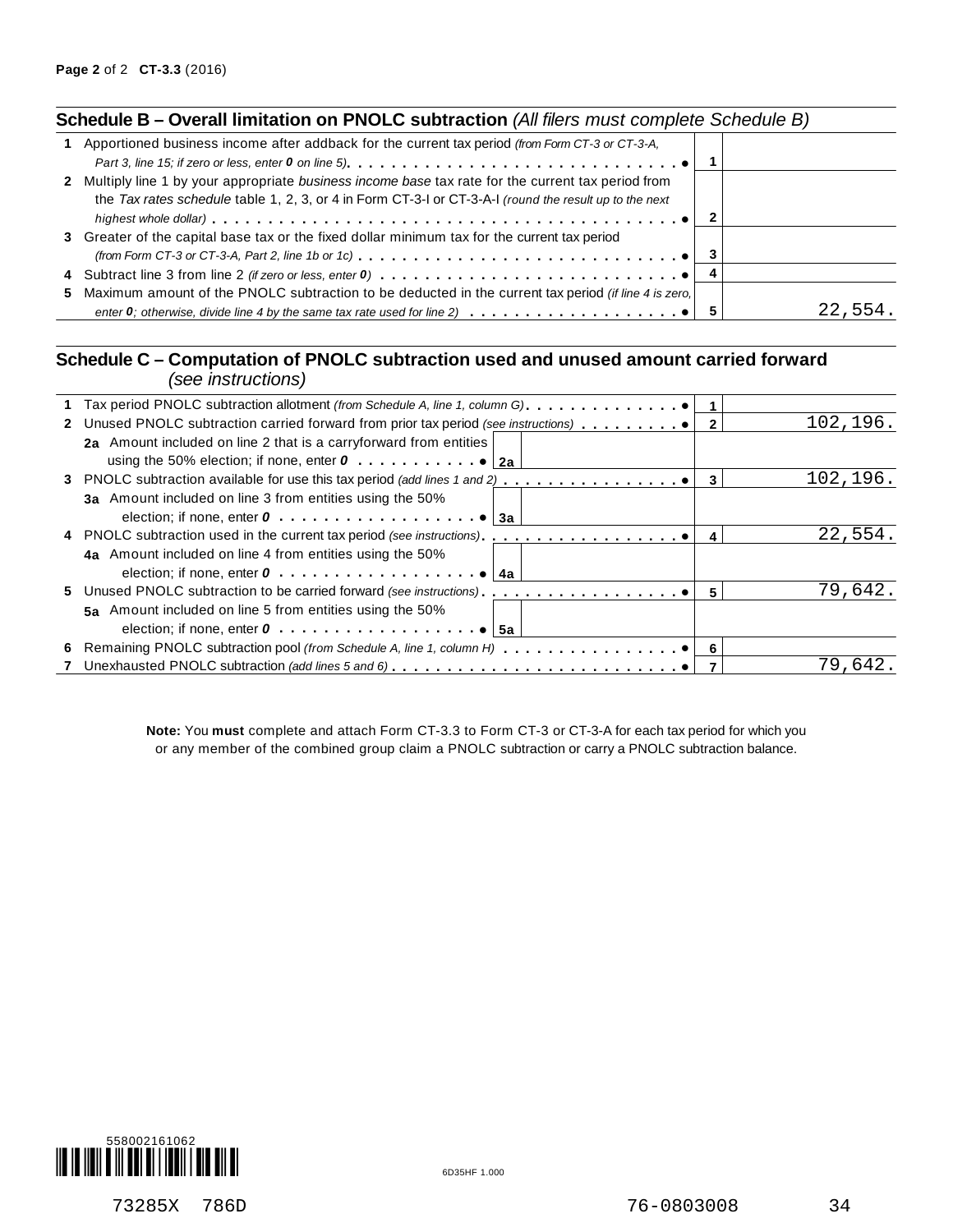## Schedule B – Overall limitation on PNOLC subtraction *(All filers must complete Schedule B)*

| | | | |
|---|---|---|---|
| 1 | Apportioned business income after addback for the current tax period *(from Form CT-3 or CT-3-A, Part 3, line 15; if zero or less, enter **0** on line 5)* | 1 | |
| 2 | Multiply line 1 by your appropriate *business income base* tax rate for the current tax period from the *Tax rates schedule* table 1, 2, 3, or 4 in Form CT-3-I or CT-3-A-I *(round the result up to the next highest whole dollar)* | 2 | |
| 3 | Greater of the capital base tax or the fixed dollar minimum tax for the current tax period *(from Form CT-3 or CT-3-A, Part 2, line 1b or 1c)* | 3 | |
| 4 | Subtract line 3 from line 2 *(if zero or less, enter **0**)* | 4 | |
| 5 | Maximum amount of the PNOLC subtraction to be deducted in the current tax period *(if line 4 is zero, enter **0**; otherwise, divide line 4 by the same tax rate used for line 2)* | 5 | 22,554. |

## Schedule C – Computation of PNOLC subtraction used and unused amount carried forward *(see instructions)*

| | | | | | |
|---|---|---|---|---|---|
| 1 | Tax period PNOLC subtraction allotment *(from Schedule A, line 1, column G)* | | | 1 | |
| 2 | Unused PNOLC subtraction carried forward from prior tax period *(see instructions)* | | | 2 | 102,196. |
| | **2a** Amount included on line 2 that is a carryforward from entities using the 50% election; if none, enter **0** | 2a | | | |
| 3 | PNOLC subtraction available for use this tax period *(add lines 1 and 2)* | | | 3 | 102,196. |
| | **3a** Amount included on line 3 from entities using the 50% election; if none, enter **0** | 3a | | | |
| 4 | PNOLC subtraction used in the current tax period *(see instructions)* | | | 4 | 22,554. |
| | **4a** Amount included on line 4 from entities using the 50% election; if none, enter **0** | 4a | | | |
| 5 | Unused PNOLC subtraction to be carried forward *(see instructions)* | | | 5 | 79,642. |
| | **5a** Amount included on line 5 from entities using the 50% election; if none, enter **0** | 5a | | | |
| 6 | Remaining PNOLC subtraction pool *(from Schedule A, line 1, column H)* | | | 6 | |
| 7 | Unexhausted PNOLC subtraction *(add lines 5 and 6)* | | | 7 | 79,642. |

**Note:** You **must** complete and attach Form CT-3.3 to Form CT-3 or CT-3-A for each tax period for which you or any member of the combined group claim a PNOLC subtraction or carry a PNOLC subtraction balance.

558002161062

6D35HF 1.000

73285X 786D 76-0803008 34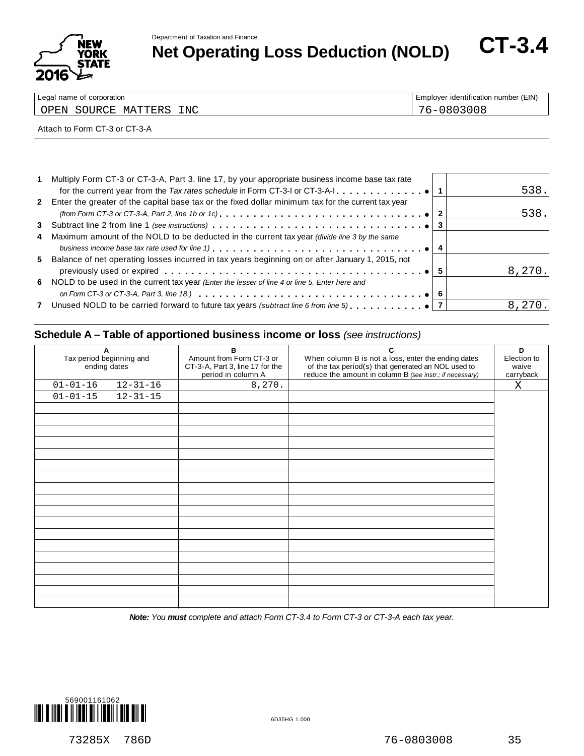Department of Taxation and Finance

# Net Operating Loss Deduction (NOLD)

**CT-3.4**

New York State 2016

| Legal name of corporation | Employer identification number (EIN) |
|---|---|
| OPEN SOURCE MATTERS INC | 76-0803008 |

Attach to Form CT-3 or CT-3-A

| | | | |
|---|---|---|---|
| **1** | Multiply Form CT-3 or CT-3-A, Part 3, line 17, by your appropriate business income base tax rate for the current year from the *Tax rates schedule* in Form CT-3-I or CT-3-A-I | 1 | 538. |
| **2** | Enter the greater of the capital base tax or the fixed dollar minimum tax for the current tax year *(from Form CT-3 or CT-3-A, Part 2, line 1b or 1c)* | 2 | 538. |
| **3** | Subtract line 2 from line 1 *(see instructions)* | 3 | |
| **4** | Maximum amount of the NOLD to be deducted in the current tax year *(divide line 3 by the same business income base tax rate used for line 1)* | 4 | |
| **5** | Balance of net operating losses incurred in tax years beginning on or after January 1, 2015, not previously used or expired | 5 | 8,270. |
| **6** | NOLD to be used in the current tax year *(Enter the lesser of line 4 or line 5. Enter here and on Form CT-3 or CT-3-A, Part 3, line 18.)* | 6 | |
| **7** | Unused NOLD to be carried forward to future tax years *(subtract line 6 from line 5)* | 7 | 8,270. |

## Schedule A – Table of apportioned business income or loss *(see instructions)*

| A<br>Tax period beginning and ending dates | | B<br>Amount from Form CT-3 or CT-3-A, Part 3, line 17 for the period in column A | C<br>When column B is not a loss, enter the ending dates of the tax period(s) that generated an NOL used to reduce the amount in column B *(see instr.; if necessary)* | D<br>Election to waive carryback |
|---|---|---|---|---|
| 01-01-16 | 12-31-16 | 8,270. | | X |
| 01-01-15 | 12-31-15 | | | |
| | | | | |
| | | | | |
| | | | | |
| | | | | |
| | | | | |
| | | | | |
| | | | | |
| | | | | |
| | | | | |
| | | | | |
| | | | | |
| | | | | |
| | | | | |
| | | | | |
| | | | | |
| | | | | |
| | | | | |

***Note:** You **must** complete and attach Form CT-3.4 to Form CT-3 or CT-3-A each tax year.*

569001161062

6D35HG 1.000

73285X 786D 76-0803008 35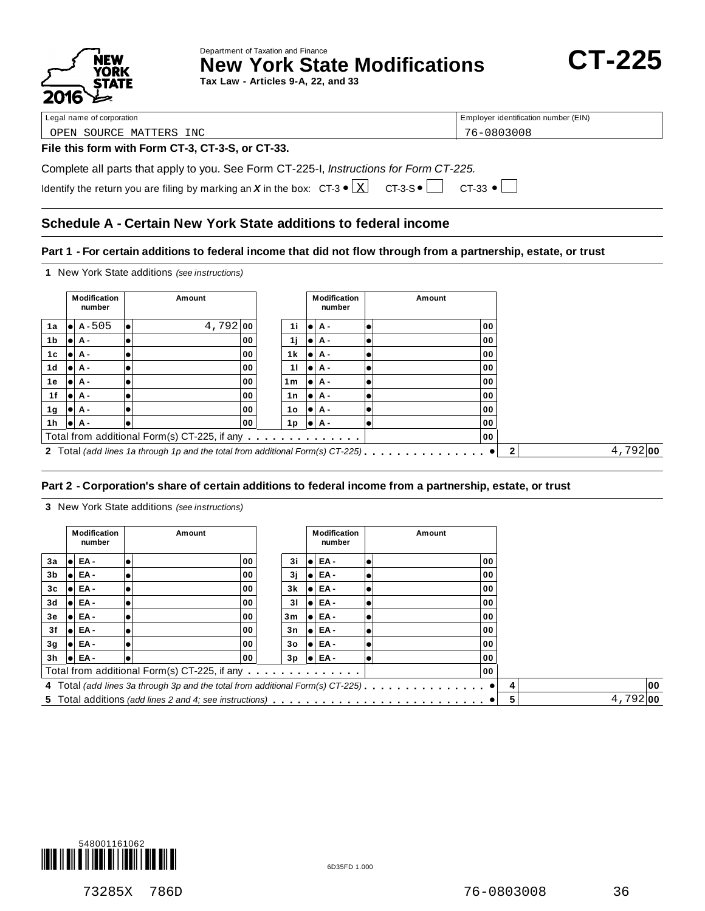Department of Taxation and Finance

# New York State Modifications

**CT-225**

**Tax Law - Articles 9-A, 22, and 33**

2016

| Legal name of corporation | Employer identification number (EIN) |
|---|---|
| OPEN SOURCE MATTERS INC | 76-0803008 |

**File this form with Form CT-3, CT-3-S, or CT-33.**

Complete all parts that apply to you. See Form CT-225-I, *Instructions for Form CT-225*.

Identify the return you are filing by marking an ***X*** in the box: CT-3 ● [X] CT-3-S ● [ ] CT-33 ● [ ]

## Schedule A - Certain New York State additions to federal income

### Part 1 - For certain additions to federal income that did not flow through from a partnership, estate, or trust

**1** New York State additions *(see instructions)*

| | Modification number | Amount | | Modification number | Amount |
|---|---|---|---|---|---|
| 1a | ● A-505 | ● 4,792 00 | 1i | ● A - | ● 00 |
| 1b | ● A - | ● 00 | 1j | ● A - | ● 00 |
| 1c | ● A - | ● 00 | 1k | ● A - | ● 00 |
| 1d | ● A - | ● 00 | 1l | ● A - | ● 00 |
| 1e | ● A - | ● 00 | 1m | ● A - | ● 00 |
| 1f | ● A - | ● 00 | 1n | ● A - | ● 00 |
| 1g | ● A - | ● 00 | 1o | ● A - | ● 00 |
| 1h | ● A - | ● 00 | 1p | ● A - | ● 00 |
| Total from additional Form(s) CT-225, if any | | | | | 00 |

**2** Total *(add lines 1a through 1p and the total from additional Form(s) CT-225)* . . . . . ● **2** 4,792 00

### Part 2 - Corporation's share of certain additions to federal income from a partnership, estate, or trust

**3** New York State additions *(see instructions)*

| | Modification number | Amount | | Modification number | Amount |
|---|---|---|---|---|---|
| 3a | ● EA - | ● 00 | 3i | ● EA - | ● 00 |
| 3b | ● EA - | ● 00 | 3j | ● EA - | ● 00 |
| 3c | ● EA - | ● 00 | 3k | ● EA - | ● 00 |
| 3d | ● EA - | ● 00 | 3l | ● EA - | ● 00 |
| 3e | ● EA - | ● 00 | 3m | ● EA - | ● 00 |
| 3f | ● EA - | ● 00 | 3n | ● EA - | ● 00 |
| 3g | ● EA - | ● 00 | 3o | ● EA - | ● 00 |
| 3h | ● EA - | ● 00 | 3p | ● EA - | ● 00 |
| Total from additional Form(s) CT-225, if any | | | | | 00 |

**4** Total *(add lines 3a through 3p and the total from additional Form(s) CT-225)* . . . . . ● **4** 00

**5** Total additions *(add lines 2 and 4; see instructions)* . . . . . ● **5** 4,792 00

548001161062

6D35FD 1.000

73285X 786D 76-0803008 36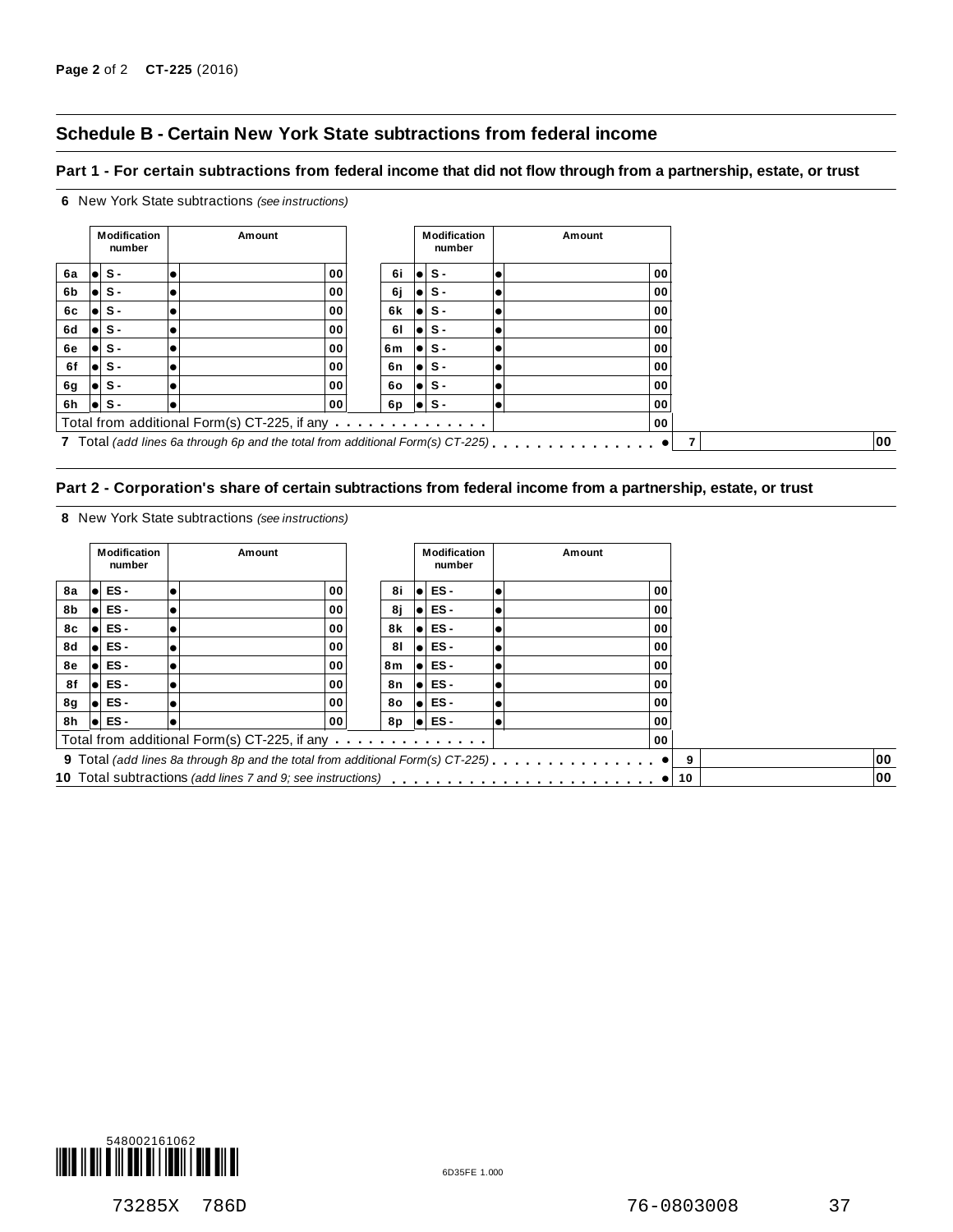## Schedule B - Certain New York State subtractions from federal income

### Part 1 - For certain subtractions from federal income that did not flow through from a partnership, estate, or trust

**6** New York State subtractions *(see instructions)*

| | Modification number | Amount | | | Modification number | Amount | |
|---|---|---|---|---|---|---|---|
| 6a | ● S - | ● | 00 | 6i | ● S - | ● | 00 |
| 6b | ● S - | ● | 00 | 6j | ● S - | ● | 00 |
| 6c | ● S - | ● | 00 | 6k | ● S - | ● | 00 |
| 6d | ● S - | ● | 00 | 6l | ● S - | ● | 00 |
| 6e | ● S - | ● | 00 | 6m | ● S - | ● | 00 |
| 6f | ● S - | ● | 00 | 6n | ● S - | ● | 00 |
| 6g | ● S - | ● | 00 | 6o | ● S - | ● | 00 |
| 6h | ● S - | ● | 00 | 6p | ● S - | ● | 00 |
| Total from additional Form(s) CT-225, if any | | | | | | | 00 |

**7** Total *(add lines 6a through 6p and the total from additional Form(s) CT-225)* ● **7** 00

### Part 2 - Corporation's share of certain subtractions from federal income from a partnership, estate, or trust

**8** New York State subtractions *(see instructions)*

| | Modification number | Amount | | | Modification number | Amount | |
|---|---|---|---|---|---|---|---|
| 8a | ● ES - | ● | 00 | 8i | ● ES - | ● | 00 |
| 8b | ● ES - | ● | 00 | 8j | ● ES - | ● | 00 |
| 8c | ● ES - | ● | 00 | 8k | ● ES - | ● | 00 |
| 8d | ● ES - | ● | 00 | 8l | ● ES - | ● | 00 |
| 8e | ● ES - | ● | 00 | 8m | ● ES - | ● | 00 |
| 8f | ● ES - | ● | 00 | 8n | ● ES - | ● | 00 |
| 8g | ● ES - | ● | 00 | 8o | ● ES - | ● | 00 |
| 8h | ● ES - | ● | 00 | 8p | ● ES - | ● | 00 |
| Total from additional Form(s) CT-225, if any | | | | | | | 00 |

**9** Total *(add lines 8a through 8p and the total from additional Form(s) CT-225)* ● **9** 00

**10** Total subtractions *(add lines 7 and 9; see instructions)* ● **10** 00

548002161062

6D35FE 1.000

73285X 786D 76-0803008 37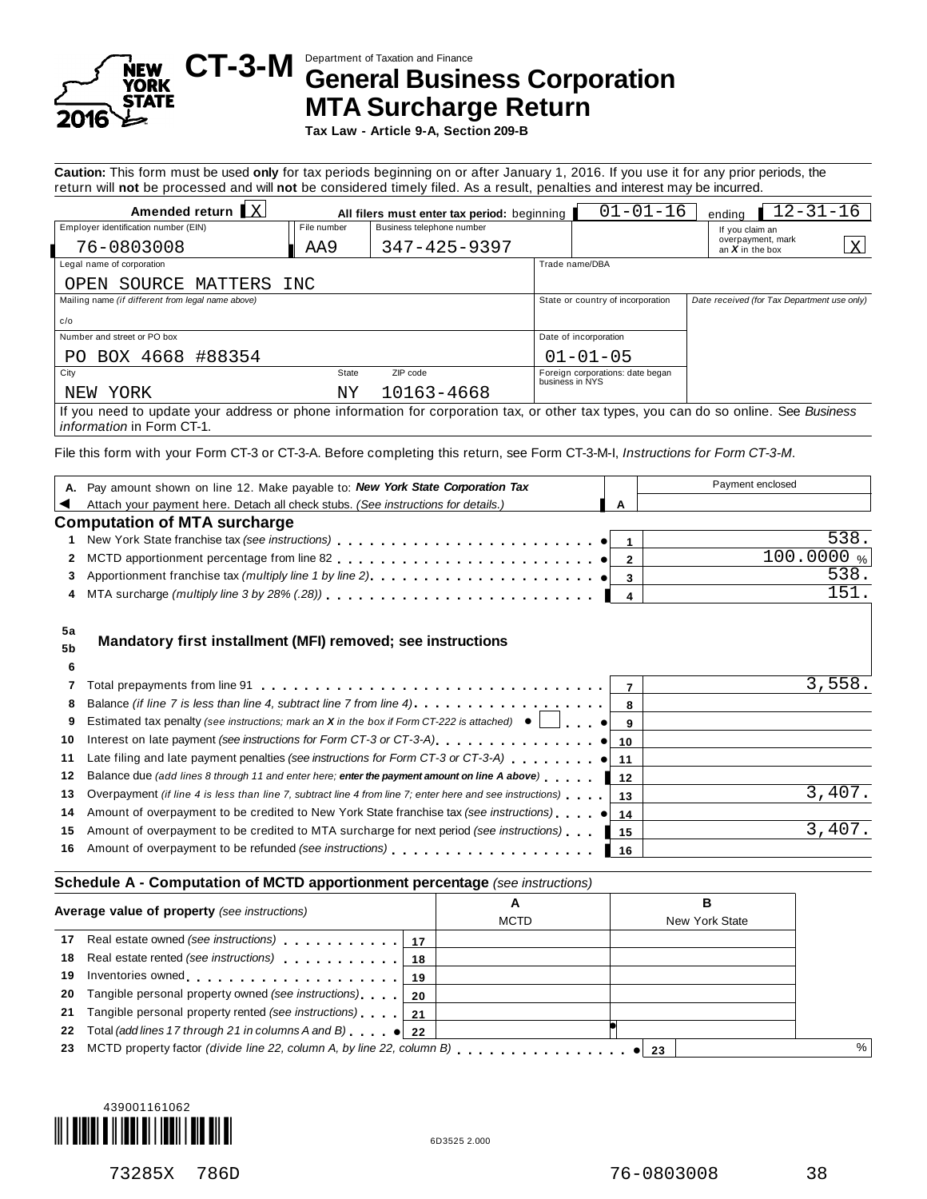# CT-3-M

Department of Taxation and Finance

## General Business Corporation MTA Surcharge Return

**Tax Law - Article 9-A, Section 209-B**

NEW YORK STATE 2016

**Caution:** This form must be used **only** for tax periods beginning on or after January 1, 2016. If you use it for any prior periods, the return will **not** be processed and will **not** be considered timely filed. As a result, penalties and interest may be incurred.

Amended return X — **All filers must enter tax period:** beginning 01-01-16 ending 12-31-16

| Employer identification number (EIN) | File number | Business telephone number | If you claim an overpayment, mark an *X* in the box |
|---|---|---|---|
| 76-0803008 | AA9 | 347-425-9397 | X |

| | |
|---|---|
| Legal name of corporation: OPEN SOURCE MATTERS INC | Trade name/DBA: |
| Mailing name *(if different from legal name above)*: c/o | State or country of incorporation: |
| Number and street or PO box: PO BOX 4668 #88354 | Date of incorporation: 01-01-05 |
| City: NEW YORK — State: NY — ZIP code: 10163-4668 | Foreign corporations: date began business in NYS: |
| | *Date received (for Tax Department use only)* |

If you need to update your address or phone information for corporation tax, or other tax types, you can do so online. See *Business information* in Form CT-1.

File this form with your Form CT-3 or CT-3-A. Before completing this return, see Form CT-3-M-I, *Instructions for Form CT-3-M*.

| | | | Payment enclosed |
|---|---|---|---|
| **A.** | Pay amount shown on line 12. Make payable to: ***New York State Corporation Tax*** Attach your payment here. Detach all check stubs. *(See instructions for details.)* | A | |

### Computation of MTA surcharge

| | | | |
|---|---|---|---|
| 1 | New York State franchise tax *(see instructions)* | 1 | 538. |
| 2 | MCTD apportionment percentage from line 82 | 2 | 100.0000 % |
| 3 | Apportionment franchise tax *(multiply line 1 by line 2)* | 3 | 538. |
| 4 | MTA surcharge *(multiply line 3 by 28% (.28))* | 4 | 151. |
| 5a 5b 6 | **Mandatory first installment (MFI) removed; see instructions** | | |
| 7 | Total prepayments from line 91 | 7 | 3,558. |
| 8 | Balance *(if line 7 is less than line 4, subtract line 7 from line 4)* | 8 | |
| 9 | Estimated tax penalty *(see instructions; mark an X in the box if Form CT-222 is attached)* ☐ | 9 | |
| 10 | Interest on late payment *(see instructions for Form CT-3 or CT-3-A)* | 10 | |
| 11 | Late filing and late payment penalties *(see instructions for Form CT-3 or CT-3-A)* | 11 | |
| 12 | Balance due *(add lines 8 through 11 and enter here; **enter the payment amount on line A above**)* | 12 | |
| 13 | Overpayment *(if line 4 is less than line 7, subtract line 4 from line 7; enter here and see instructions)* | 13 | 3,407. |
| 14 | Amount of overpayment to be credited to New York State franchise tax *(see instructions)* | 14 | |
| 15 | Amount of overpayment to be credited to MTA surcharge for next period *(see instructions)* | 15 | 3,407. |
| 16 | Amount of overpayment to be refunded *(see instructions)* | 16 | |

### Schedule A - Computation of MCTD apportionment percentage *(see instructions)*

| Average value of property *(see instructions)* | | | A MCTD | B New York State |
|---|---|---|---|---|
| 17 | Real estate owned *(see instructions)* | 17 | | |
| 18 | Real estate rented *(see instructions)* | 18 | | |
| 19 | Inventories owned | 19 | | |
| 20 | Tangible personal property owned *(see instructions)* | 20 | | |
| 21 | Tangible personal property rented *(see instructions)* | 21 | | |
| 22 | Total *(add lines 17 through 21 in columns A and B)* | 22 | | |
| 23 | MCTD property factor *(divide line 22, column A, by line 22, column B)* | 23 | | % |

439001161062

6D3525 2.000

73285X 786D 76-0803008 38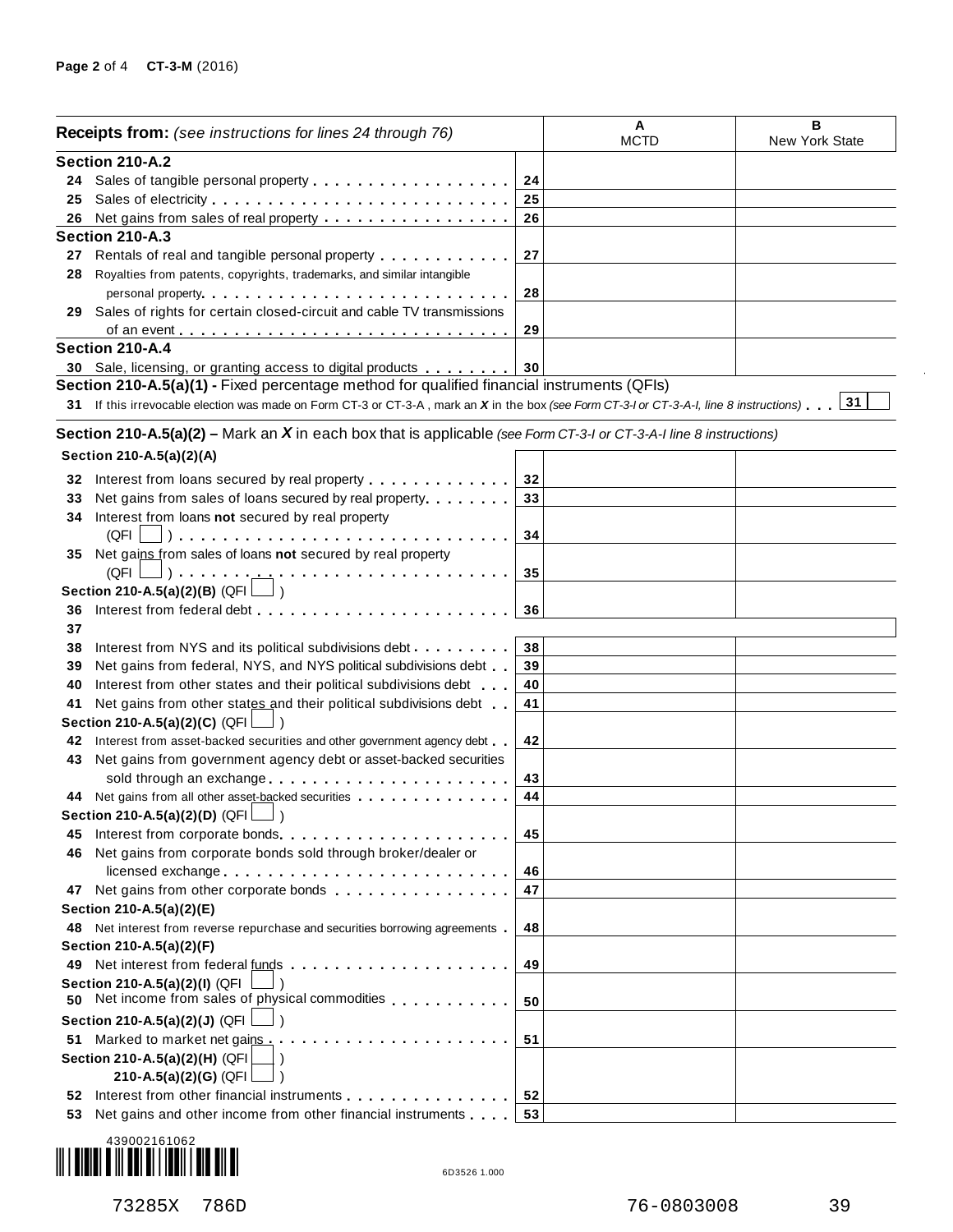| Receipts from: *(see instructions for lines 24 through 76)* | | A MCTD | B New York State |
|---|---|---|---|
| **Section 210-A.2** | | | |
| 24 Sales of tangible personal property | 24 | | |
| 25 Sales of electricity | 25 | | |
| 26 Net gains from sales of real property | 26 | | |
| **Section 210-A.3** | | | |
| 27 Rentals of real and tangible personal property | 27 | | |
| 28 Royalties from patents, copyrights, trademarks, and similar intangible personal property | 28 | | |
| 29 Sales of rights for certain closed-circuit and cable TV transmissions of an event | 29 | | |
| **Section 210-A.4** | | | |
| 30 Sale, licensing, or granting access to digital products | 30 | | |

**Section 210-A.5(a)(1) -** Fixed percentage method for qualified financial instruments (QFIs)

31 If this irrevocable election was made on Form CT-3 or CT-3-A , mark an *X* in the box *(see Form CT-3-I or CT-3-A-I, line 8 instructions)* . . . 31 ☐

**Section 210-A.5(a)(2) –** Mark an *X* in each box that is applicable *(see Form CT-3-I or CT-3-A-I line 8 instructions)*

| | | A MCTD | B New York State |
|---|---|---|---|
| **Section 210-A.5(a)(2)(A)** | | | |
| 32 Interest from loans secured by real property | 32 | | |
| 33 Net gains from sales of loans secured by real property | 33 | | |
| 34 Interest from loans **not** secured by real property (QFI ☐ ) | 34 | | |
| 35 Net gains from sales of loans **not** secured by real property (QFI ☐ ) | 35 | | |
| **Section 210-A.5(a)(2)(B)** (QFI ☐ ) | | | |
| 36 Interest from federal debt | 36 | | |
| 37 | | | |
| 38 Interest from NYS and its political subdivisions debt | 38 | | |
| 39 Net gains from federal, NYS, and NYS political subdivisions debt | 39 | | |
| 40 Interest from other states and their political subdivisions debt | 40 | | |
| 41 Net gains from other states and their political subdivisions debt | 41 | | |
| **Section 210-A.5(a)(2)(C)** (QFI ☐ ) | | | |
| 42 Interest from asset-backed securities and other government agency debt | 42 | | |
| 43 Net gains from government agency debt or asset-backed securities sold through an exchange | 43 | | |
| 44 Net gains from all other asset-backed securities | 44 | | |
| **Section 210-A.5(a)(2)(D)** (QFI ☐ ) | | | |
| 45 Interest from corporate bonds | 45 | | |
| 46 Net gains from corporate bonds sold through broker/dealer or licensed exchange | 46 | | |
| 47 Net gains from other corporate bonds | 47 | | |
| **Section 210-A.5(a)(2)(E)** | | | |
| 48 Net interest from reverse repurchase and securities borrowing agreements | 48 | | |
| **Section 210-A.5(a)(2)(F)** | | | |
| 49 Net interest from federal funds | 49 | | |
| **Section 210-A.5(a)(2)(I)** (QFI ☐ ) | | | |
| 50 Net income from sales of physical commodities | 50 | | |
| **Section 210-A.5(a)(2)(J)** (QFI ☐ ) | | | |
| 51 Marked to market net gains | 51 | | |
| **Section 210-A.5(a)(2)(H)** (QFI ☐ ) **210-A.5(a)(2)(G)** (QFI ☐ ) | | | |
| 52 Interest from other financial instruments | 52 | | |
| 53 Net gains and other income from other financial instruments | 53 | | |

439002161062

6D3526 1.000

73285X 786D 76-0803008 39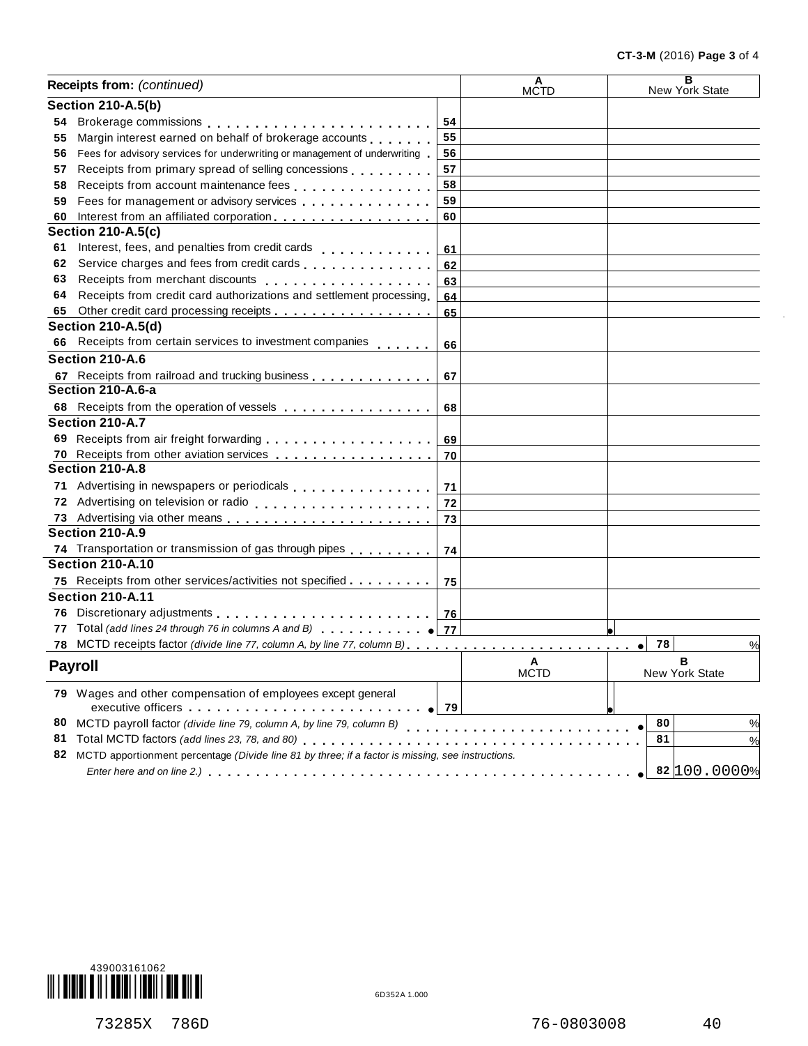| Receipts from: *(continued)* | | A MCTD | B New York State |
|---|---|---|---|
| **Section 210-A.5(b)** | | | |
| 54 Brokerage commissions | 54 | | |
| 55 Margin interest earned on behalf of brokerage accounts | 55 | | |
| 56 Fees for advisory services for underwriting or management of underwriting | 56 | | |
| 57 Receipts from primary spread of selling concessions | 57 | | |
| 58 Receipts from account maintenance fees | 58 | | |
| 59 Fees for management or advisory services | 59 | | |
| 60 Interest from an affiliated corporation | 60 | | |
| **Section 210-A.5(c)** | | | |
| 61 Interest, fees, and penalties from credit cards | 61 | | |
| 62 Service charges and fees from credit cards | 62 | | |
| 63 Receipts from merchant discounts | 63 | | |
| 64 Receipts from credit card authorizations and settlement processing | 64 | | |
| 65 Other credit card processing receipts | 65 | | |
| **Section 210-A.5(d)** | | | |
| 66 Receipts from certain services to investment companies | 66 | | |
| **Section 210-A.6** | | | |
| 67 Receipts from railroad and trucking business | 67 | | |
| **Section 210-A.6-a** | | | |
| 68 Receipts from the operation of vessels | 68 | | |
| **Section 210-A.7** | | | |
| 69 Receipts from air freight forwarding | 69 | | |
| 70 Receipts from other aviation services | 70 | | |
| **Section 210-A.8** | | | |
| 71 Advertising in newspapers or periodicals | 71 | | |
| 72 Advertising on television or radio | 72 | | |
| 73 Advertising via other means | 73 | | |
| **Section 210-A.9** | | | |
| 74 Transportation or transmission of gas through pipes | 74 | | |
| **Section 210-A.10** | | | |
| 75 Receipts from other services/activities not specified | 75 | | |
| **Section 210-A.11** | | | |
| 76 Discretionary adjustments | 76 | | |
| 77 Total *(add lines 24 through 76 in columns A and B)* | 77 | | |
| 78 MCTD receipts factor *(divide line 77, column A, by line 77, column B)* | | 78 | % |

| **Payroll** | | A MCTD | B New York State |
|---|---|---|---|
| 79 Wages and other compensation of employees except general executive officers | 79 | | |
| 80 MCTD payroll factor *(divide line 79, column A, by line 79, column B)* | | 80 | % |
| 81 Total MCTD factors *(add lines 23, 78, and 80)* | | 81 | % |
| 82 MCTD apportionment percentage *(Divide line 81 by three; if a factor is missing, see instructions. Enter here and on line 2.)* | | 82 | 100.0000% |

439003161062

6D352A 1.000

73285X 786D 76-0803008 40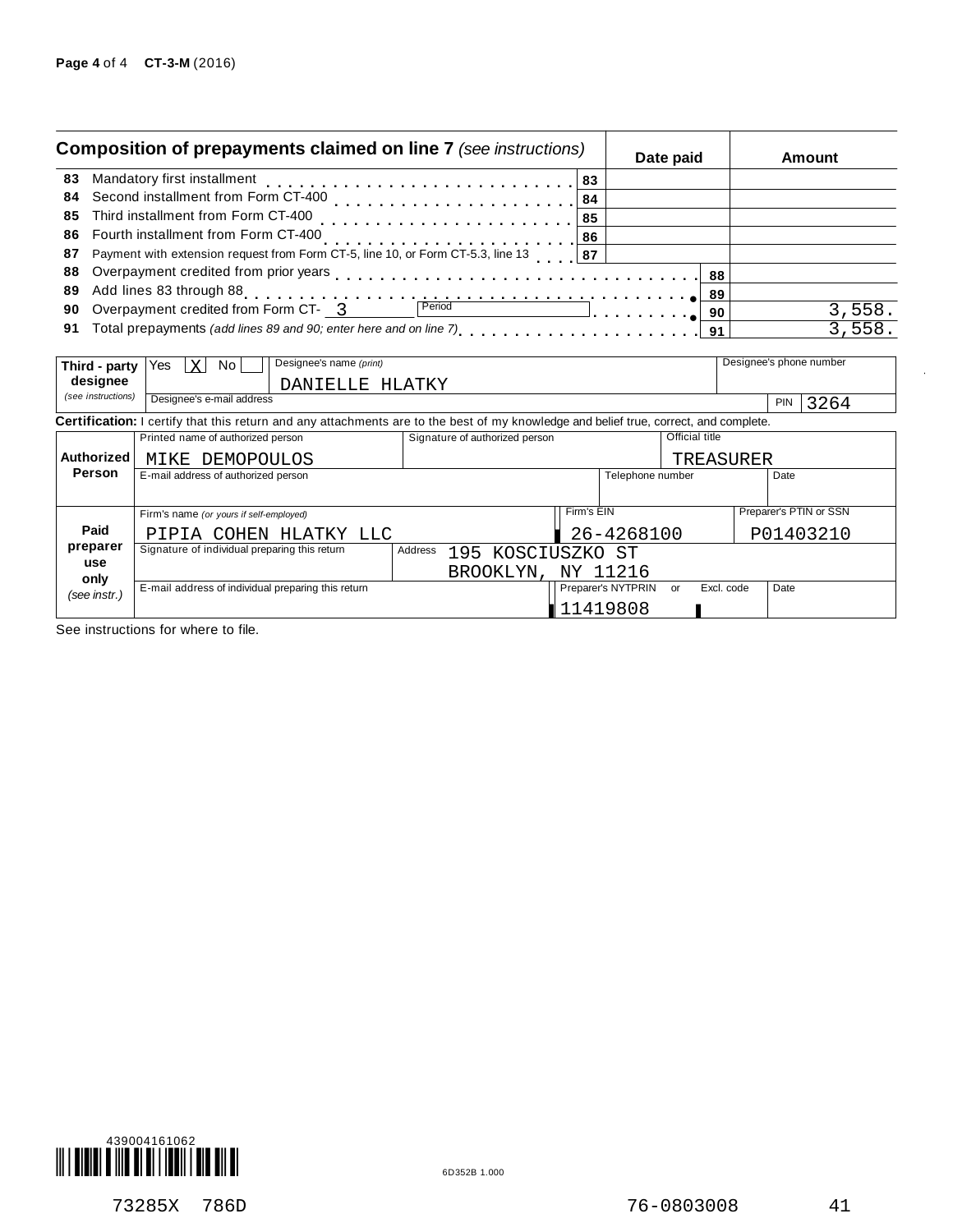## Composition of prepayments claimed on line 7 *(see instructions)*

| | | | Date paid | Amount |
|---|---|---|---|---|
| 83 | Mandatory first installment | 83 | | |
| 84 | Second installment from Form CT-400 | 84 | | |
| 85 | Third installment from Form CT-400 | 85 | | |
| 86 | Fourth installment from Form CT-400 | 86 | | |
| 87 | Payment with extension request from Form CT-5, line 10, or Form CT-5.3, line 13 | 87 | | |
| 88 | Overpayment credited from prior years | | 88 | |
| 89 | Add lines 83 through 88 | | 89 | |
| 90 | Overpayment credited from Form CT- 3 Period | | 90 | 3,558. |
| 91 | Total prepayments *(add lines 89 and 90; enter here and on line 7)* | | 91 | 3,558. |

| | | | |
|---|---|---|---|
| **Third - party designee** *(see instructions)* | Yes X No | Designee's name *(print)* DANIELLE HLATKY | Designee's phone number |
| | Designee's e-mail address | | PIN 3264 |

**Certification:** I certify that this return and any attachments are to the best of my knowledge and belief true, correct, and complete.

| | | | | |
|---|---|---|---|---|
| **Authorized Person** | Printed name of authorized person MIKE DEMOPOULOS | Signature of authorized person | Official title TREASURER | |
| | E-mail address of authorized person | | Telephone number | Date |

| | | | | |
|---|---|---|---|---|
| **Paid preparer use only** *(see instr.)* | Firm's name *(or yours if self-employed)* PIPIA COHEN HLATKY LLC | | Firm's EIN 26-4268100 | Preparer's PTIN or SSN P01403210 |
| | Signature of individual preparing this return | Address 195 KOSCIUSZKO ST BROOKLYN, NY 11216 | | |
| | E-mail address of individual preparing this return | | Preparer's NYTPRIN or Excl. code 11419808 | Date |

See instructions for where to file.

439004161062

6D352B 1.000

73285X 786D 76-0803008 41